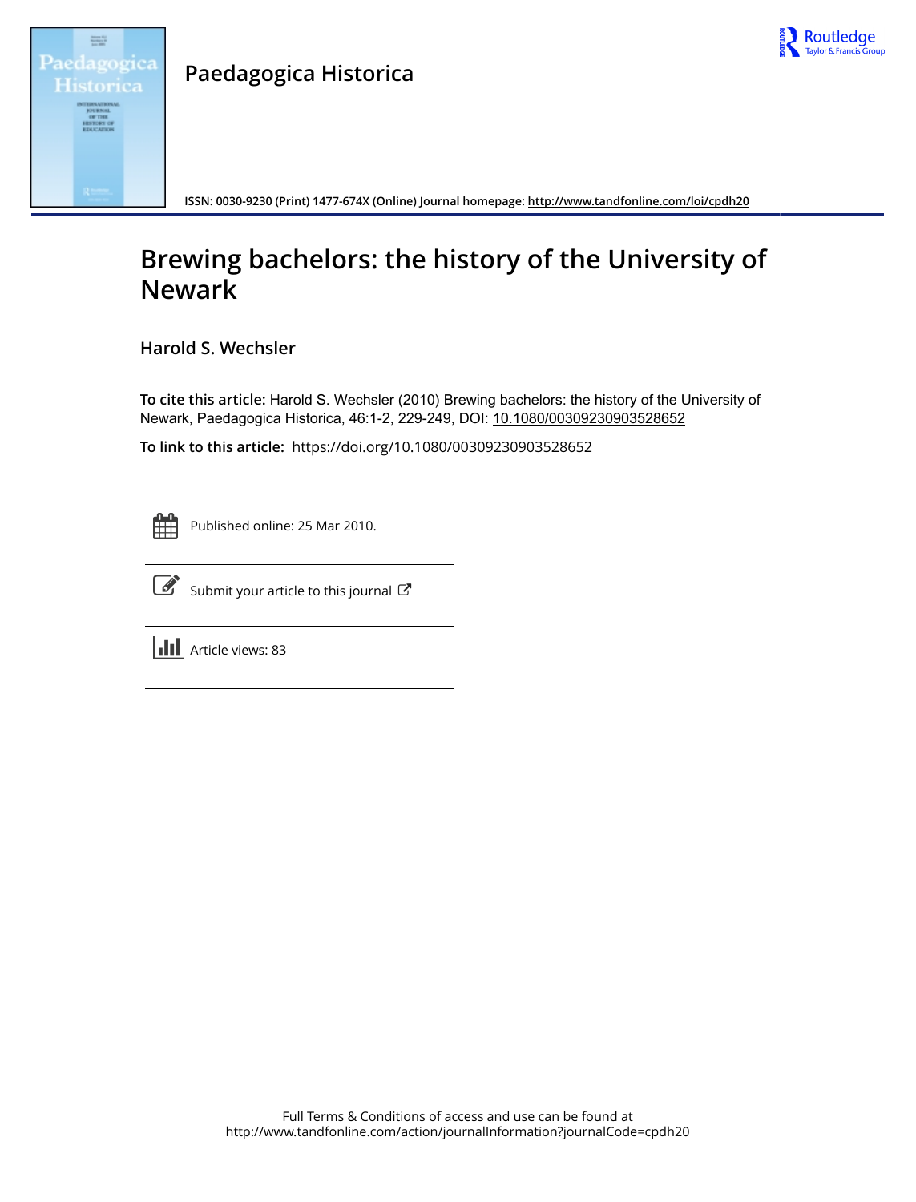# Paedagogica Historica

ISSN: 0030-9230 (Print) 1477-674X (Online) Journal homepage: http://www.tandfonline.com/loi/cpdh20

# Brewing bachelors: the history of the University of Newark

## Harold S. Wechsler

**To cite this article:** Harold S. Wechsler (2010) Brewing bachelors: the history of the University of Newark, Paedagogica Historica, 46:1-2, 229-249, DOI: 10.1080/00309230903528652

**To link to this article:** https://doi.org/10.1080/00309230903528652

Published online: 25 Mar 2010.

Submit your article to this journal

Article views: 83

Full Terms & Conditions of access and use can be found at
http://www.tandfonline.com/action/journalInformation?journalCode=cpdh20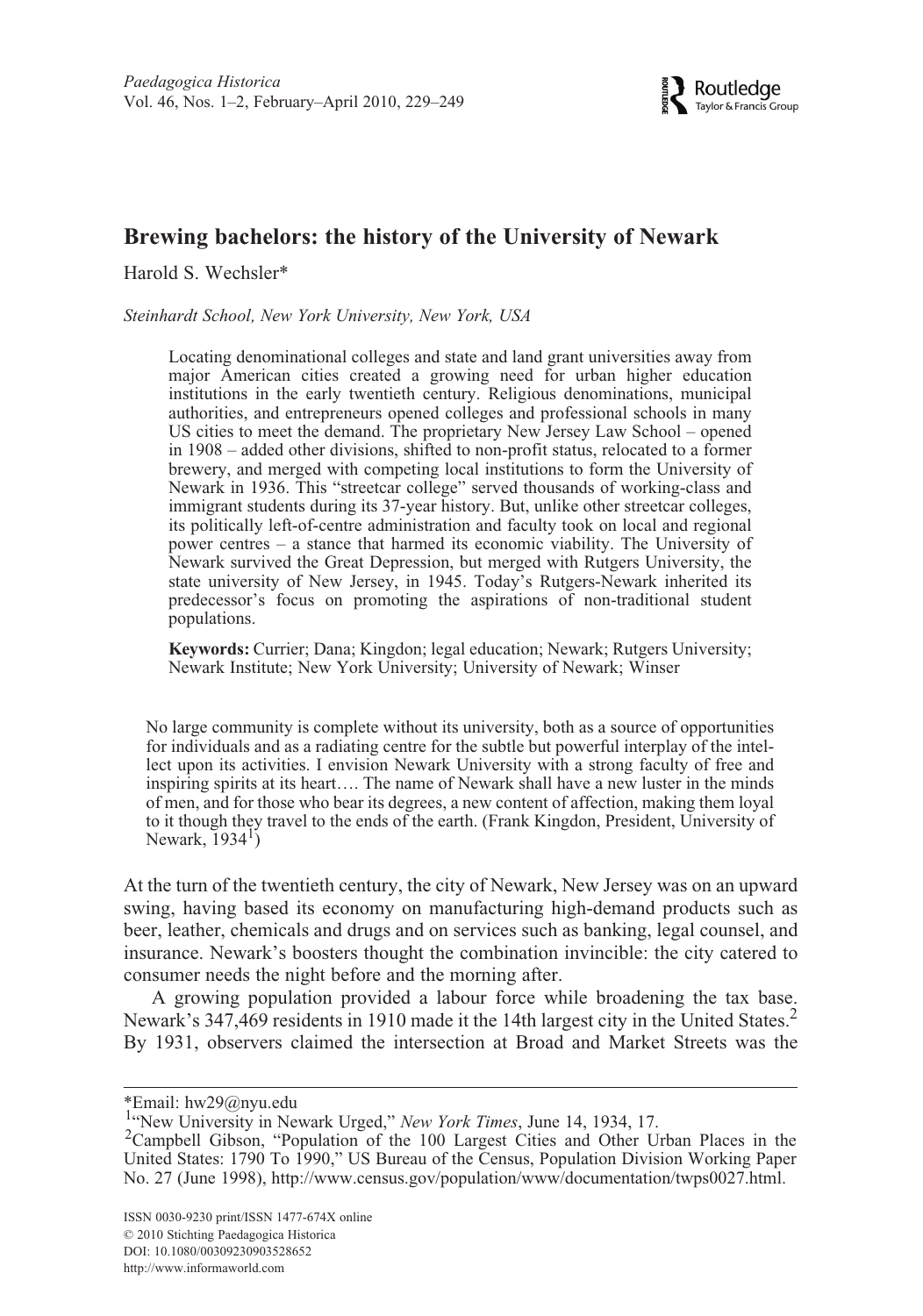# Brewing bachelors: the history of the University of Newark

Harold S. Wechsler*

*Steinhardt School, New York University, New York, USA*

Locating denominational colleges and state and land grant universities away from major American cities created a growing need for urban higher education institutions in the early twentieth century. Religious denominations, municipal authorities, and entrepreneurs opened colleges and professional schools in many US cities to meet the demand. The proprietary New Jersey Law School – opened in 1908 – added other divisions, shifted to non-profit status, relocated to a former brewery, and merged with competing local institutions to form the University of Newark in 1936. This "streetcar college" served thousands of working-class and immigrant students during its 37-year history. But, unlike other streetcar colleges, its politically left-of-centre administration and faculty took on local and regional power centres – a stance that harmed its economic viability. The University of Newark survived the Great Depression, but merged with Rutgers University, the state university of New Jersey, in 1945. Today's Rutgers-Newark inherited its predecessor's focus on promoting the aspirations of non-traditional student populations.

**Keywords:** Currier; Dana; Kingdon; legal education; Newark; Rutgers University; Newark Institute; New York University; University of Newark; Winser

> No large community is complete without its university, both as a source of opportunities for individuals and as a radiating centre for the subtle but powerful interplay of the intellect upon its activities. I envision Newark University with a strong faculty of free and inspiring spirits at its heart…. The name of Newark shall have a new luster in the minds of men, and for those who bear its degrees, a new content of affection, making them loyal to it though they travel to the ends of the earth. (Frank Kingdon, President, University of Newark, 1934[1])

At the turn of the twentieth century, the city of Newark, New Jersey was on an upward swing, having based its economy on manufacturing high-demand products such as beer, leather, chemicals and drugs and on services such as banking, legal counsel, and insurance. Newark's boosters thought the combination invincible: the city catered to consumer needs the night before and the morning after.

A growing population provided a labour force while broadening the tax base. Newark's 347,469 residents in 1910 made it the 14th largest city in the United States.[2] By 1931, observers claimed the intersection at Broad and Market Streets was the

*Email: hw29@nyu.edu

[1] "New University in Newark Urged," *New York Times*, June 14, 1934, 17.

[2] Campbell Gibson, "Population of the 100 Largest Cities and Other Urban Places in the United States: 1790 To 1990," US Bureau of the Census, Population Division Working Paper No. 27 (June 1998), http://www.census.gov/population/www/documentation/twps0027.html.

ISSN 0030-9230 print/ISSN 1477-674X online
© 2010 Stichting Paedagogica Historica
DOI: 10.1080/00309230903528652
http://www.informaworld.com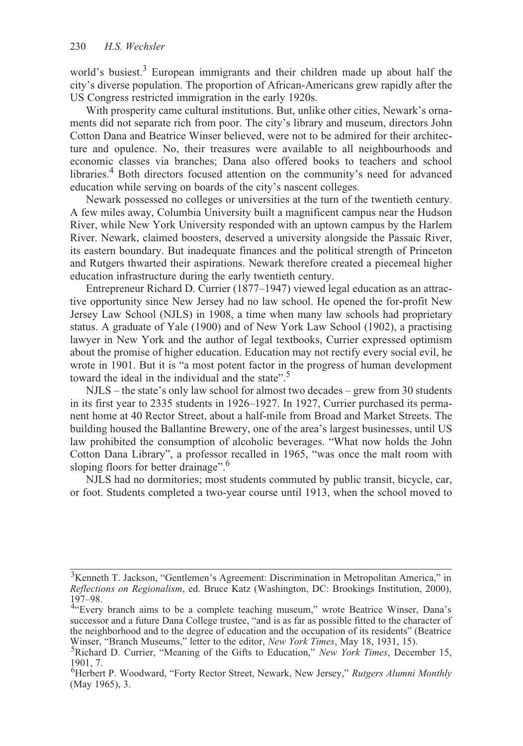world's busiest.[3] European immigrants and their children made up about half the city's diverse population. The proportion of African-Americans grew rapidly after the US Congress restricted immigration in the early 1920s.

With prosperity came cultural institutions. But, unlike other cities, Newark's ornaments did not separate rich from poor. The city's library and museum, directors John Cotton Dana and Beatrice Winser believed, were not to be admired for their architecture and opulence. No, their treasures were available to all neighbourhoods and economic classes via branches; Dana also offered books to teachers and school libraries.[4] Both directors focused attention on the community's need for advanced education while serving on boards of the city's nascent colleges.

Newark possessed no colleges or universities at the turn of the twentieth century. A few miles away, Columbia University built a magnificent campus near the Hudson River, while New York University responded with an uptown campus by the Harlem River. Newark, claimed boosters, deserved a university alongside the Passaic River, its eastern boundary. But inadequate finances and the political strength of Princeton and Rutgers thwarted their aspirations. Newark therefore created a piecemeal higher education infrastructure during the early twentieth century.

Entrepreneur Richard D. Currier (1877–1947) viewed legal education as an attractive opportunity since New Jersey had no law school. He opened the for-profit New Jersey Law School (NJLS) in 1908, a time when many law schools had proprietary status. A graduate of Yale (1900) and of New York Law School (1902), a practising lawyer in New York and the author of legal textbooks, Currier expressed optimism about the promise of higher education. Education may not rectify every social evil, he wrote in 1901. But it is "a most potent factor in the progress of human development toward the ideal in the individual and the state".[5]

NJLS – the state's only law school for almost two decades – grew from 30 students in its first year to 2335 students in 1926–1927. In 1927, Currier purchased its permanent home at 40 Rector Street, about a half-mile from Broad and Market Streets. The building housed the Ballantine Brewery, one of the area's largest businesses, until US law prohibited the consumption of alcoholic beverages. "What now holds the John Cotton Dana Library", a professor recalled in 1965, "was once the malt room with sloping floors for better drainage".[6]

NJLS had no dormitories; most students commuted by public transit, bicycle, car, or foot. Students completed a two-year course until 1913, when the school moved to

---

[3] Kenneth T. Jackson, "Gentlemen's Agreement: Discrimination in Metropolitan America," in *Reflections on Regionalism*, ed. Bruce Katz (Washington, DC: Brookings Institution, 2000), 197–98.

[4] "Every branch aims to be a complete teaching museum," wrote Beatrice Winser, Dana's successor and a future Dana College trustee, "and is as far as possible fitted to the character of the neighborhood and to the degree of education and the occupation of its residents" (Beatrice Winser, "Branch Museums," letter to the editor, *New York Times*, May 18, 1931, 15).

[5] Richard D. Currier, "Meaning of the Gifts to Education," *New York Times*, December 15, 1901, 7.

[6] Herbert P. Woodward, "Forty Rector Street, Newark, New Jersey," *Rutgers Alumni Monthly* (May 1965), 3.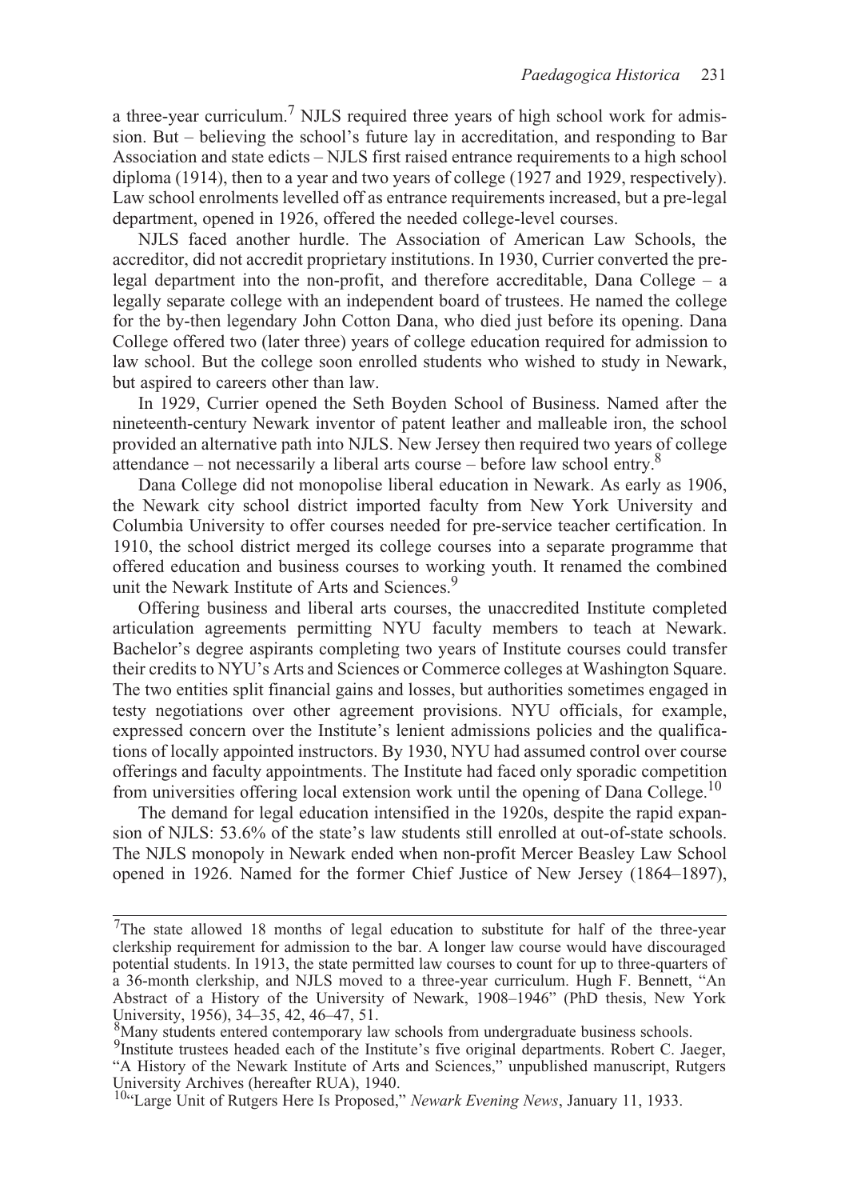a three-year curriculum.[7] NJLS required three years of high school work for admission. But – believing the school's future lay in accreditation, and responding to Bar Association and state edicts – NJLS first raised entrance requirements to a high school diploma (1914), then to a year and two years of college (1927 and 1929, respectively). Law school enrolments levelled off as entrance requirements increased, but a pre-legal department, opened in 1926, offered the needed college-level courses.

NJLS faced another hurdle. The Association of American Law Schools, the accreditor, did not accredit proprietary institutions. In 1930, Currier converted the pre-legal department into the non-profit, and therefore accreditable, Dana College – a legally separate college with an independent board of trustees. He named the college for the by-then legendary John Cotton Dana, who died just before its opening. Dana College offered two (later three) years of college education required for admission to law school. But the college soon enrolled students who wished to study in Newark, but aspired to careers other than law.

In 1929, Currier opened the Seth Boyden School of Business. Named after the nineteenth-century Newark inventor of patent leather and malleable iron, the school provided an alternative path into NJLS. New Jersey then required two years of college attendance – not necessarily a liberal arts course – before law school entry.[8]

Dana College did not monopolise liberal education in Newark. As early as 1906, the Newark city school district imported faculty from New York University and Columbia University to offer courses needed for pre-service teacher certification. In 1910, the school district merged its college courses into a separate programme that offered education and business courses to working youth. It renamed the combined unit the Newark Institute of Arts and Sciences.[9]

Offering business and liberal arts courses, the unaccredited Institute completed articulation agreements permitting NYU faculty members to teach at Newark. Bachelor's degree aspirants completing two years of Institute courses could transfer their credits to NYU's Arts and Sciences or Commerce colleges at Washington Square. The two entities split financial gains and losses, but authorities sometimes engaged in testy negotiations over other agreement provisions. NYU officials, for example, expressed concern over the Institute's lenient admissions policies and the qualifications of locally appointed instructors. By 1930, NYU had assumed control over course offerings and faculty appointments. The Institute had faced only sporadic competition from universities offering local extension work until the opening of Dana College.[10]

The demand for legal education intensified in the 1920s, despite the rapid expansion of NJLS: 53.6% of the state's law students still enrolled at out-of-state schools. The NJLS monopoly in Newark ended when non-profit Mercer Beasley Law School opened in 1926. Named for the former Chief Justice of New Jersey (1864–1897),

---

[7]The state allowed 18 months of legal education to substitute for half of the three-year clerkship requirement for admission to the bar. A longer law course would have discouraged potential students. In 1913, the state permitted law courses to count for up to three-quarters of a 36-month clerkship, and NJLS moved to a three-year curriculum. Hugh F. Bennett, "An Abstract of a History of the University of Newark, 1908–1946" (PhD thesis, New York University, 1956), 34–35, 42, 46–47, 51.

[8]Many students entered contemporary law schools from undergraduate business schools.

[9]Institute trustees headed each of the Institute's five original departments. Robert C. Jaeger, "A History of the Newark Institute of Arts and Sciences," unpublished manuscript, Rutgers University Archives (hereafter RUA), 1940.

[10]"Large Unit of Rutgers Here Is Proposed," *Newark Evening News*, January 11, 1933.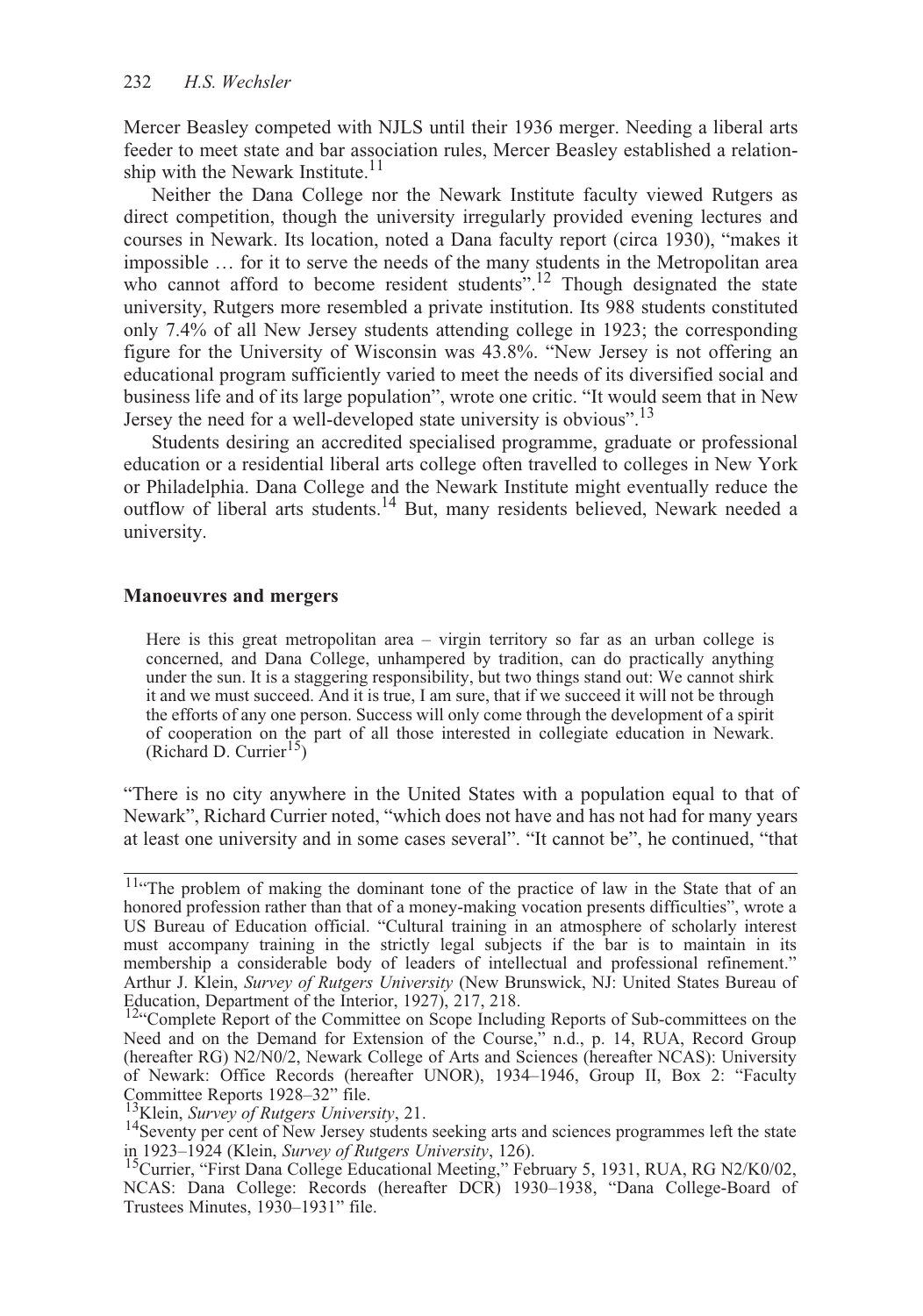Mercer Beasley competed with NJLS until their 1936 merger. Needing a liberal arts feeder to meet state and bar association rules, Mercer Beasley established a relationship with the Newark Institute.[11]

Neither the Dana College nor the Newark Institute faculty viewed Rutgers as direct competition, though the university irregularly provided evening lectures and courses in Newark. Its location, noted a Dana faculty report (circa 1930), "makes it impossible … for it to serve the needs of the many students in the Metropolitan area who cannot afford to become resident students".[12] Though designated the state university, Rutgers more resembled a private institution. Its 988 students constituted only 7.4% of all New Jersey students attending college in 1923; the corresponding figure for the University of Wisconsin was 43.8%. "New Jersey is not offering an educational program sufficiently varied to meet the needs of its diversified social and business life and of its large population", wrote one critic. "It would seem that in New Jersey the need for a well-developed state university is obvious".[13]

Students desiring an accredited specialised programme, graduate or professional education or a residential liberal arts college often travelled to colleges in New York or Philadelphia. Dana College and the Newark Institute might eventually reduce the outflow of liberal arts students.[14] But, many residents believed, Newark needed a university.

## Manoeuvres and mergers

> Here is this great metropolitan area – virgin territory so far as an urban college is concerned, and Dana College, unhampered by tradition, can do practically anything under the sun. It is a staggering responsibility, but two things stand out: We cannot shirk it and we must succeed. And it is true, I am sure, that if we succeed it will not be through the efforts of any one person. Success will only come through the development of a spirit of cooperation on the part of all those interested in collegiate education in Newark. (Richard D. Currier[15])

"There is no city anywhere in the United States with a population equal to that of Newark", Richard Currier noted, "which does not have and has not had for many years at least one university and in some cases several". "It cannot be", he continued, "that

---

[11] "The problem of making the dominant tone of the practice of law in the State that of an honored profession rather than that of a money-making vocation presents difficulties", wrote a US Bureau of Education official. "Cultural training in an atmosphere of scholarly interest must accompany training in the strictly legal subjects if the bar is to maintain in its membership a considerable body of leaders of intellectual and professional refinement." Arthur J. Klein, *Survey of Rutgers University* (New Brunswick, NJ: United States Bureau of Education, Department of the Interior, 1927), 217, 218.

[12] "Complete Report of the Committee on Scope Including Reports of Sub-committees on the Need and on the Demand for Extension of the Course," n.d., p. 14, RUA, Record Group (hereafter RG) N2/N0/2, Newark College of Arts and Sciences (hereafter NCAS): University of Newark: Office Records (hereafter UNOR), 1934–1946, Group II, Box 2: "Faculty Committee Reports 1928–32" file.

[13] Klein, *Survey of Rutgers University*, 21.

[14] Seventy per cent of New Jersey students seeking arts and sciences programmes left the state in 1923–1924 (Klein, *Survey of Rutgers University*, 126).

[15] Currier, "First Dana College Educational Meeting," February 5, 1931, RUA, RG N2/K0/02, NCAS: Dana College: Records (hereafter DCR) 1930–1938, "Dana College-Board of Trustees Minutes, 1930–1931" file.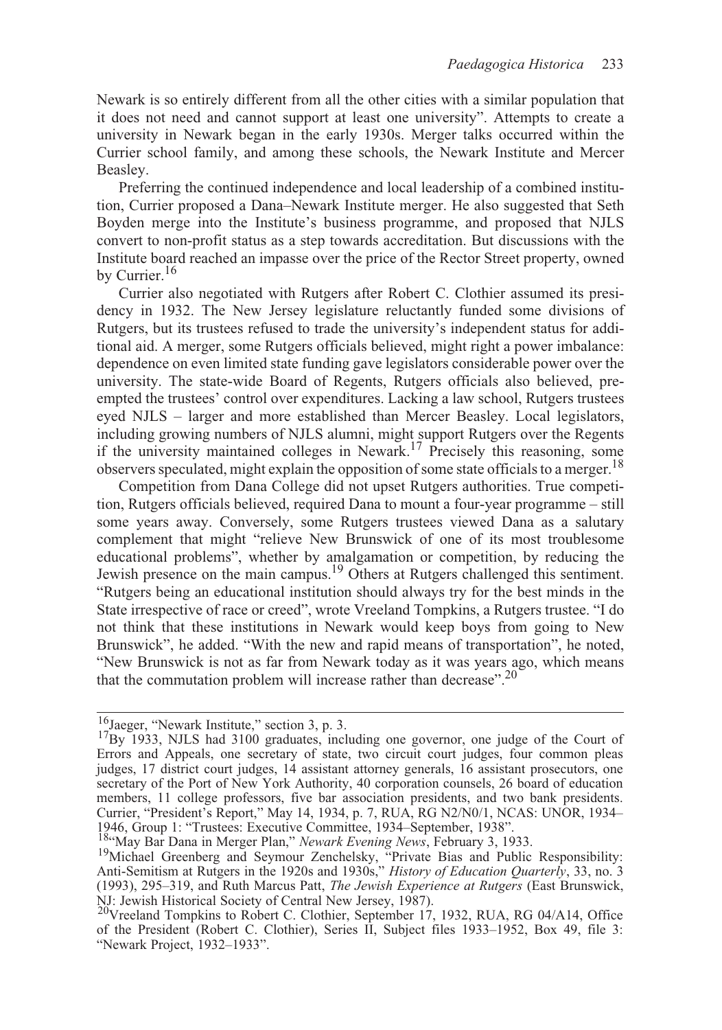Newark is so entirely different from all the other cities with a similar population that it does not need and cannot support at least one university". Attempts to create a university in Newark began in the early 1930s. Merger talks occurred within the Currier school family, and among these schools, the Newark Institute and Mercer Beasley.

Preferring the continued independence and local leadership of a combined institution, Currier proposed a Dana–Newark Institute merger. He also suggested that Seth Boyden merge into the Institute's business programme, and proposed that NJLS convert to non-profit status as a step towards accreditation. But discussions with the Institute board reached an impasse over the price of the Rector Street property, owned by Currier.[16]

Currier also negotiated with Rutgers after Robert C. Clothier assumed its presidency in 1932. The New Jersey legislature reluctantly funded some divisions of Rutgers, but its trustees refused to trade the university's independent status for additional aid. A merger, some Rutgers officials believed, might right a power imbalance: dependence on even limited state funding gave legislators considerable power over the university. The state-wide Board of Regents, Rutgers officials also believed, pre-empted the trustees' control over expenditures. Lacking a law school, Rutgers trustees eyed NJLS – larger and more established than Mercer Beasley. Local legislators, including growing numbers of NJLS alumni, might support Rutgers over the Regents if the university maintained colleges in Newark.[17] Precisely this reasoning, some observers speculated, might explain the opposition of some state officials to a merger.[18]

Competition from Dana College did not upset Rutgers authorities. True competition, Rutgers officials believed, required Dana to mount a four-year programme – still some years away. Conversely, some Rutgers trustees viewed Dana as a salutary complement that might "relieve New Brunswick of one of its most troublesome educational problems", whether by amalgamation or competition, by reducing the Jewish presence on the main campus.[19] Others at Rutgers challenged this sentiment. "Rutgers being an educational institution should always try for the best minds in the State irrespective of race or creed", wrote Vreeland Tompkins, a Rutgers trustee. "I do not think that these institutions in Newark would keep boys from going to New Brunswick", he added. "With the new and rapid means of transportation", he noted, "New Brunswick is not as far from Newark today as it was years ago, which means that the commutation problem will increase rather than decrease".[20]

---

[16]Jaeger, "Newark Institute," section 3, p. 3.

[17]By 1933, NJLS had 3100 graduates, including one governor, one judge of the Court of Errors and Appeals, one secretary of state, two circuit court judges, four common pleas judges, 17 district court judges, 14 assistant attorney generals, 16 assistant prosecutors, one secretary of the Port of New York Authority, 40 corporation counsels, 26 board of education members, 11 college professors, five bar association presidents, and two bank presidents. Currier, "President's Report," May 14, 1934, p. 7, RUA, RG N2/N0/1, NCAS: UNOR, 1934–1946, Group 1: "Trustees: Executive Committee, 1934–September, 1938".

[18]"May Bar Dana in Merger Plan," *Newark Evening News*, February 3, 1933.

[19]Michael Greenberg and Seymour Zenchelsky, "Private Bias and Public Responsibility: Anti-Semitism at Rutgers in the 1920s and 1930s," *History of Education Quarterly*, 33, no. 3 (1993), 295–319, and Ruth Marcus Patt, *The Jewish Experience at Rutgers* (East Brunswick, NJ: Jewish Historical Society of Central New Jersey, 1987).

[20]Vreeland Tompkins to Robert C. Clothier, September 17, 1932, RUA, RG 04/A14, Office of the President (Robert C. Clothier), Series II, Subject files 1933–1952, Box 49, file 3: "Newark Project, 1932–1933".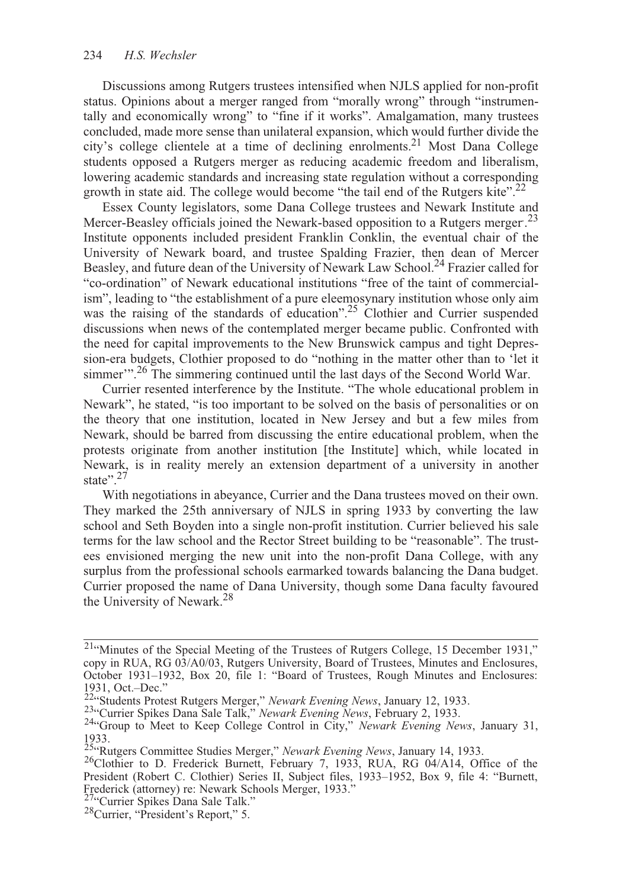Discussions among Rutgers trustees intensified when NJLS applied for non-profit status. Opinions about a merger ranged from "morally wrong" through "instrumentally and economically wrong" to "fine if it works". Amalgamation, many trustees concluded, made more sense than unilateral expansion, which would further divide the city's college clientele at a time of declining enrolments.[21] Most Dana College students opposed a Rutgers merger as reducing academic freedom and liberalism, lowering academic standards and increasing state regulation without a corresponding growth in state aid. The college would become "the tail end of the Rutgers kite".[22]

Essex County legislators, some Dana College trustees and Newark Institute and Mercer-Beasley officials joined the Newark-based opposition to a Rutgers merger.[23] Institute opponents included president Franklin Conklin, the eventual chair of the University of Newark board, and trustee Spalding Frazier, then dean of Mercer Beasley, and future dean of the University of Newark Law School.[24] Frazier called for "co-ordination" of Newark educational institutions "free of the taint of commercialism", leading to "the establishment of a pure eleemosynary institution whose only aim was the raising of the standards of education".[25] Clothier and Currier suspended discussions when news of the contemplated merger became public. Confronted with the need for capital improvements to the New Brunswick campus and tight Depression-era budgets, Clothier proposed to do "nothing in the matter other than to 'let it simmer'".[26] The simmering continued until the last days of the Second World War.

Currier resented interference by the Institute. "The whole educational problem in Newark", he stated, "is too important to be solved on the basis of personalities or on the theory that one institution, located in New Jersey and but a few miles from Newark, should be barred from discussing the entire educational problem, when the protests originate from another institution [the Institute] which, while located in Newark, is in reality merely an extension department of a university in another state".[27]

With negotiations in abeyance, Currier and the Dana trustees moved on their own. They marked the 25th anniversary of NJLS in spring 1933 by converting the law school and Seth Boyden into a single non-profit institution. Currier believed his sale terms for the law school and the Rector Street building to be "reasonable". The trustees envisioned merging the new unit into the non-profit Dana College, with any surplus from the professional schools earmarked towards balancing the Dana budget. Currier proposed the name of Dana University, though some Dana faculty favoured the University of Newark.[28]

---

[21] "Minutes of the Special Meeting of the Trustees of Rutgers College, 15 December 1931," copy in RUA, RG 03/A0/03, Rutgers University, Board of Trustees, Minutes and Enclosures, October 1931–1932, Box 20, file 1: "Board of Trustees, Rough Minutes and Enclosures: 1931, Oct.–Dec."

[22] "Students Protest Rutgers Merger," *Newark Evening News*, January 12, 1933.

[23] "Currier Spikes Dana Sale Talk," *Newark Evening News*, February 2, 1933.

[24] "Group to Meet to Keep College Control in City," *Newark Evening News*, January 31, 1933.

[25] "Rutgers Committee Studies Merger," *Newark Evening News*, January 14, 1933.

[26] Clothier to D. Frederick Burnett, February 7, 1933, RUA, RG 04/A14, Office of the President (Robert C. Clothier) Series II, Subject files, 1933–1952, Box 9, file 4: "Burnett, Frederick (attorney) re: Newark Schools Merger, 1933."

[27] "Currier Spikes Dana Sale Talk."

[28] Currier, "President's Report," 5.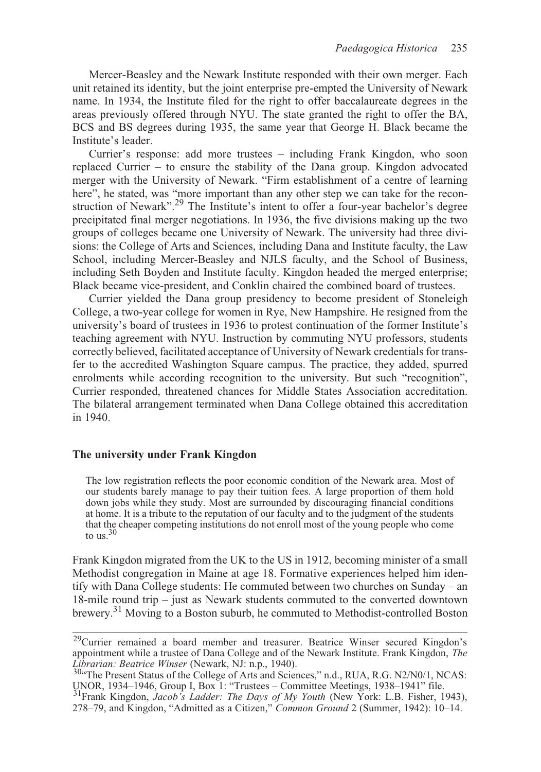Mercer-Beasley and the Newark Institute responded with their own merger. Each unit retained its identity, but the joint enterprise pre-empted the University of Newark name. In 1934, the Institute filed for the right to offer baccalaureate degrees in the areas previously offered through NYU. The state granted the right to offer the BA, BCS and BS degrees during 1935, the same year that George H. Black became the Institute's leader.

Currier's response: add more trustees – including Frank Kingdon, who soon replaced Currier – to ensure the stability of the Dana group. Kingdon advocated merger with the University of Newark. "Firm establishment of a centre of learning here", he stated, was "more important than any other step we can take for the reconstruction of Newark".[29] The Institute's intent to offer a four-year bachelor's degree precipitated final merger negotiations. In 1936, the five divisions making up the two groups of colleges became one University of Newark. The university had three divisions: the College of Arts and Sciences, including Dana and Institute faculty, the Law School, including Mercer-Beasley and NJLS faculty, and the School of Business, including Seth Boyden and Institute faculty. Kingdon headed the merged enterprise; Black became vice-president, and Conklin chaired the combined board of trustees.

Currier yielded the Dana group presidency to become president of Stoneleigh College, a two-year college for women in Rye, New Hampshire. He resigned from the university's board of trustees in 1936 to protest continuation of the former Institute's teaching agreement with NYU. Instruction by commuting NYU professors, students correctly believed, facilitated acceptance of University of Newark credentials for transfer to the accredited Washington Square campus. The practice, they added, spurred enrolments while according recognition to the university. But such "recognition", Currier responded, threatened chances for Middle States Association accreditation. The bilateral arrangement terminated when Dana College obtained this accreditation in 1940.

## The university under Frank Kingdon

> The low registration reflects the poor economic condition of the Newark area. Most of our students barely manage to pay their tuition fees. A large proportion of them hold down jobs while they study. Most are surrounded by discouraging financial conditions at home. It is a tribute to the reputation of our faculty and to the judgment of the students that the cheaper competing institutions do not enroll most of the young people who come to us.[30]

Frank Kingdon migrated from the UK to the US in 1912, becoming minister of a small Methodist congregation in Maine at age 18. Formative experiences helped him identify with Dana College students: He commuted between two churches on Sunday – an 18-mile round trip – just as Newark students commuted to the converted downtown brewery.[31] Moving to a Boston suburb, he commuted to Methodist-controlled Boston

---

[29]Currier remained a board member and treasurer. Beatrice Winser secured Kingdon's appointment while a trustee of Dana College and of the Newark Institute. Frank Kingdon, *The Librarian: Beatrice Winser* (Newark, NJ: n.p., 1940).

[30]"The Present Status of the College of Arts and Sciences," n.d., RUA, R.G. N2/N0/1, NCAS: UNOR, 1934–1946, Group I, Box 1: "Trustees – Committee Meetings, 1938–1941" file.

[31]Frank Kingdon, *Jacob's Ladder: The Days of My Youth* (New York: L.B. Fisher, 1943), 278–79, and Kingdon, "Admitted as a Citizen," *Common Ground* 2 (Summer, 1942): 10–14.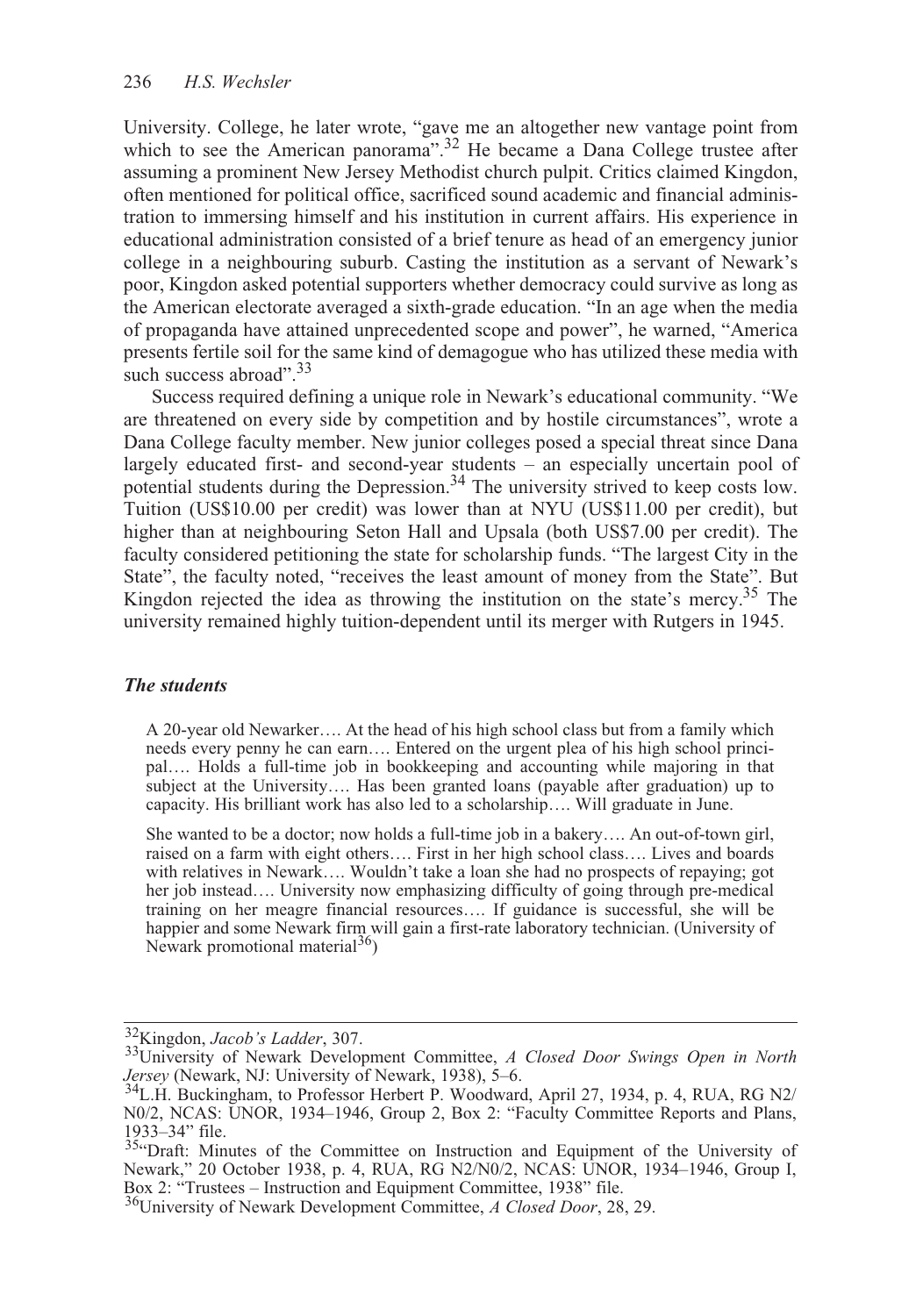University. College, he later wrote, "gave me an altogether new vantage point from which to see the American panorama".[32] He became a Dana College trustee after assuming a prominent New Jersey Methodist church pulpit. Critics claimed Kingdon, often mentioned for political office, sacrificed sound academic and financial administration to immersing himself and his institution in current affairs. His experience in educational administration consisted of a brief tenure as head of an emergency junior college in a neighbouring suburb. Casting the institution as a servant of Newark's poor, Kingdon asked potential supporters whether democracy could survive as long as the American electorate averaged a sixth-grade education. "In an age when the media of propaganda have attained unprecedented scope and power", he warned, "America presents fertile soil for the same kind of demagogue who has utilized these media with such success abroad".[33]

Success required defining a unique role in Newark's educational community. "We are threatened on every side by competition and by hostile circumstances", wrote a Dana College faculty member. New junior colleges posed a special threat since Dana largely educated first- and second-year students – an especially uncertain pool of potential students during the Depression.[34] The university strived to keep costs low. Tuition (US$10.00 per credit) was lower than at NYU (US$11.00 per credit), but higher than at neighbouring Seton Hall and Upsala (both US$7.00 per credit). The faculty considered petitioning the state for scholarship funds. "The largest City in the State", the faculty noted, "receives the least amount of money from the State". But Kingdon rejected the idea as throwing the institution on the state's mercy.[35] The university remained highly tuition-dependent until its merger with Rutgers in 1945.

### *The students*

> A 20-year old Newarker…. At the head of his high school class but from a family which needs every penny he can earn…. Entered on the urgent plea of his high school principal…. Holds a full-time job in bookkeeping and accounting while majoring in that subject at the University…. Has been granted loans (payable after graduation) up to capacity. His brilliant work has also led to a scholarship…. Will graduate in June.
>
> She wanted to be a doctor; now holds a full-time job in a bakery…. An out-of-town girl, raised on a farm with eight others…. First in her high school class…. Lives and boards with relatives in Newark…. Wouldn't take a loan she had no prospects of repaying; got her job instead…. University now emphasizing difficulty of going through pre-medical training on her meagre financial resources…. If guidance is successful, she will be happier and some Newark firm will gain a first-rate laboratory technician. (University of Newark promotional material[36])

---

[32] Kingdon, *Jacob's Ladder*, 307.

[33] University of Newark Development Committee, *A Closed Door Swings Open in North Jersey* (Newark, NJ: University of Newark, 1938), 5–6.

[34] L.H. Buckingham, to Professor Herbert P. Woodward, April 27, 1934, p. 4, RUA, RG N2/N0/2, NCAS: UNOR, 1934–1946, Group 2, Box 2: "Faculty Committee Reports and Plans, 1933–34" file.

[35] "Draft: Minutes of the Committee on Instruction and Equipment of the University of Newark," 20 October 1938, p. 4, RUA, RG N2/N0/2, NCAS: UNOR, 1934–1946, Group I, Box 2: "Trustees – Instruction and Equipment Committee, 1938" file.

[36] University of Newark Development Committee, *A Closed Door*, 28, 29.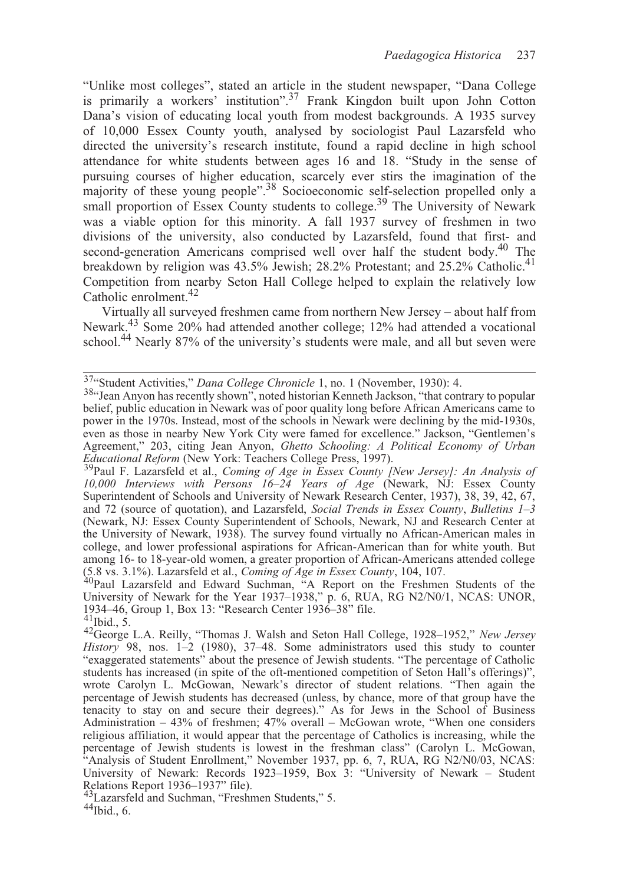"Unlike most colleges", stated an article in the student newspaper, "Dana College is primarily a workers' institution".[37] Frank Kingdon built upon John Cotton Dana's vision of educating local youth from modest backgrounds. A 1935 survey of 10,000 Essex County youth, analysed by sociologist Paul Lazarsfeld who directed the university's research institute, found a rapid decline in high school attendance for white students between ages 16 and 18. "Study in the sense of pursuing courses of higher education, scarcely ever stirs the imagination of the majority of these young people".[38] Socioeconomic self-selection propelled only a small proportion of Essex County students to college.[39] The University of Newark was a viable option for this minority. A fall 1937 survey of freshmen in two divisions of the university, also conducted by Lazarsfeld, found that first- and second-generation Americans comprised well over half the student body.[40] The breakdown by religion was 43.5% Jewish; 28.2% Protestant; and 25.2% Catholic.[41] Competition from nearby Seton Hall College helped to explain the relatively low Catholic enrolment.[42]

Virtually all surveyed freshmen came from northern New Jersey – about half from Newark.[43] Some 20% had attended another college; 12% had attended a vocational school.[44] Nearly 87% of the university's students were male, and all but seven were

---

[37] "Student Activities," *Dana College Chronicle* 1, no. 1 (November, 1930): 4.

[38] "Jean Anyon has recently shown", noted historian Kenneth Jackson, "that contrary to popular belief, public education in Newark was of poor quality long before African Americans came to power in the 1970s. Instead, most of the schools in Newark were declining by the mid-1930s, even as those in nearby New York City were famed for excellence." Jackson, "Gentlemen's Agreement," 203, citing Jean Anyon, *Ghetto Schooling: A Political Economy of Urban Educational Reform* (New York: Teachers College Press, 1997).

[39] Paul F. Lazarsfeld et al., *Coming of Age in Essex County [New Jersey]: An Analysis of 10,000 Interviews with Persons 16–24 Years of Age* (Newark, NJ: Essex County Superintendent of Schools and University of Newark Research Center, 1937), 38, 39, 42, 67, and 72 (source of quotation), and Lazarsfeld, *Social Trends in Essex County*, *Bulletins 1–3* (Newark, NJ: Essex County Superintendent of Schools, Newark, NJ and Research Center at the University of Newark, 1938). The survey found virtually no African-American males in college, and lower professional aspirations for African-American than for white youth. But among 16- to 18-year-old women, a greater proportion of African-Americans attended college (5.8 vs. 3.1%). Lazarsfeld et al., *Coming of Age in Essex County*, 104, 107.

[40] Paul Lazarsfeld and Edward Suchman, "A Report on the Freshmen Students of the University of Newark for the Year 1937–1938," p. 6, RUA, RG N2/N0/1, NCAS: UNOR, 1934–46, Group 1, Box 13: "Research Center 1936–38" file.

[41] Ibid., 5.

[42] George L.A. Reilly, "Thomas J. Walsh and Seton Hall College, 1928–1952," *New Jersey History* 98, nos. 1–2 (1980), 37–48. Some administrators used this study to counter "exaggerated statements" about the presence of Jewish students. "The percentage of Catholic students has increased (in spite of the oft-mentioned competition of Seton Hall's offerings)", wrote Carolyn L. McGowan, Newark's director of student relations. "Then again the percentage of Jewish students has decreased (unless, by chance, more of that group have the tenacity to stay on and secure their degrees)." As for Jews in the School of Business Administration – 43% of freshmen; 47% overall – McGowan wrote, "When one considers religious affiliation, it would appear that the percentage of Catholics is increasing, while the percentage of Jewish students is lowest in the freshman class" (Carolyn L. McGowan, "Analysis of Student Enrollment," November 1937, pp. 6, 7, RUA, RG N2/N0/03, NCAS: University of Newark: Records 1923–1959, Box 3: "University of Newark – Student Relations Report 1936–1937" file).

[43] Lazarsfeld and Suchman, "Freshmen Students," 5.

[44] Ibid., 6.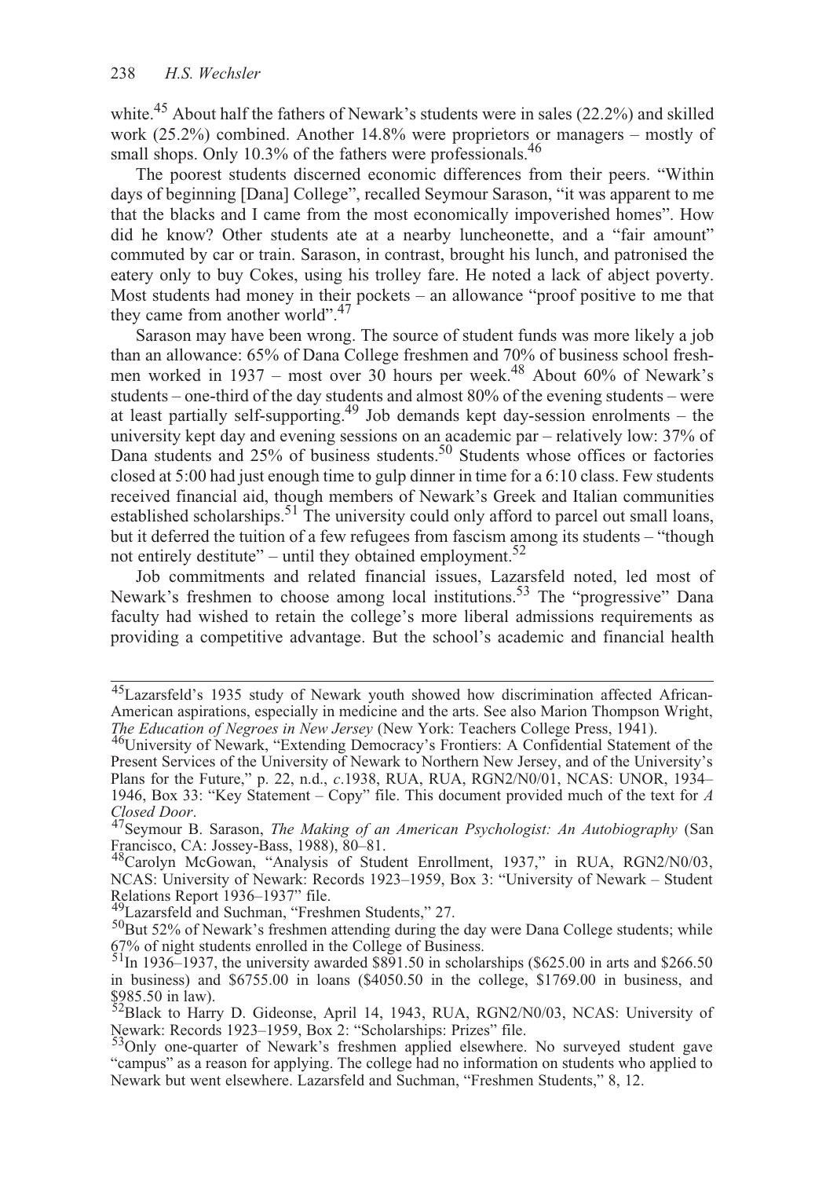white.[45] About half the fathers of Newark's students were in sales (22.2%) and skilled work (25.2%) combined. Another 14.8% were proprietors or managers – mostly of small shops. Only 10.3% of the fathers were professionals.[46]

The poorest students discerned economic differences from their peers. "Within days of beginning [Dana] College", recalled Seymour Sarason, "it was apparent to me that the blacks and I came from the most economically impoverished homes". How did he know? Other students ate at a nearby luncheonette, and a "fair amount" commuted by car or train. Sarason, in contrast, brought his lunch, and patronised the eatery only to buy Cokes, using his trolley fare. He noted a lack of abject poverty. Most students had money in their pockets – an allowance "proof positive to me that they came from another world".[47]

Sarason may have been wrong. The source of student funds was more likely a job than an allowance: 65% of Dana College freshmen and 70% of business school freshmen worked in 1937 – most over 30 hours per week.[48] About 60% of Newark's students – one-third of the day students and almost 80% of the evening students – were at least partially self-supporting.[49] Job demands kept day-session enrolments – the university kept day and evening sessions on an academic par – relatively low: 37% of Dana students and 25% of business students.[50] Students whose offices or factories closed at 5:00 had just enough time to gulp dinner in time for a 6:10 class. Few students received financial aid, though members of Newark's Greek and Italian communities established scholarships.[51] The university could only afford to parcel out small loans, but it deferred the tuition of a few refugees from fascism among its students – "though not entirely destitute" – until they obtained employment.[52]

Job commitments and related financial issues, Lazarsfeld noted, led most of Newark's freshmen to choose among local institutions.[53] The "progressive" Dana faculty had wished to retain the college's more liberal admissions requirements as providing a competitive advantage. But the school's academic and financial health

---

[45]Lazarsfeld's 1935 study of Newark youth showed how discrimination affected African-American aspirations, especially in medicine and the arts. See also Marion Thompson Wright, *The Education of Negroes in New Jersey* (New York: Teachers College Press, 1941).

[46]University of Newark, "Extending Democracy's Frontiers: A Confidential Statement of the Present Services of the University of Newark to Northern New Jersey, and of the University's Plans for the Future," p. 22, n.d., *c*.1938, RUA, RUA, RGN2/N0/01, NCAS: UNOR, 1934–1946, Box 33: "Key Statement – Copy" file. This document provided much of the text for *A Closed Door*.

[47]Seymour B. Sarason, *The Making of an American Psychologist: An Autobiography* (San Francisco, CA: Jossey-Bass, 1988), 80–81.

[48]Carolyn McGowan, "Analysis of Student Enrollment, 1937," in RUA, RGN2/N0/03, NCAS: University of Newark: Records 1923–1959, Box 3: "University of Newark – Student Relations Report 1936–1937" file.

[49]Lazarsfeld and Suchman, "Freshmen Students," 27.

[50]But 52% of Newark's freshmen attending during the day were Dana College students; while 67% of night students enrolled in the College of Business.

[51]In 1936–1937, the university awarded $891.50 in scholarships ($625.00 in arts and $266.50 in business) and $6755.00 in loans ($4050.50 in the college, $1769.00 in business, and $985.50 in law).

[52]Black to Harry D. Gideonse, April 14, 1943, RUA, RGN2/N0/03, NCAS: University of Newark: Records 1923–1959, Box 2: "Scholarships: Prizes" file.

[53]Only one-quarter of Newark's freshmen applied elsewhere. No surveyed student gave "campus" as a reason for applying. The college had no information on students who applied to Newark but went elsewhere. Lazarsfeld and Suchman, "Freshmen Students," 8, 12.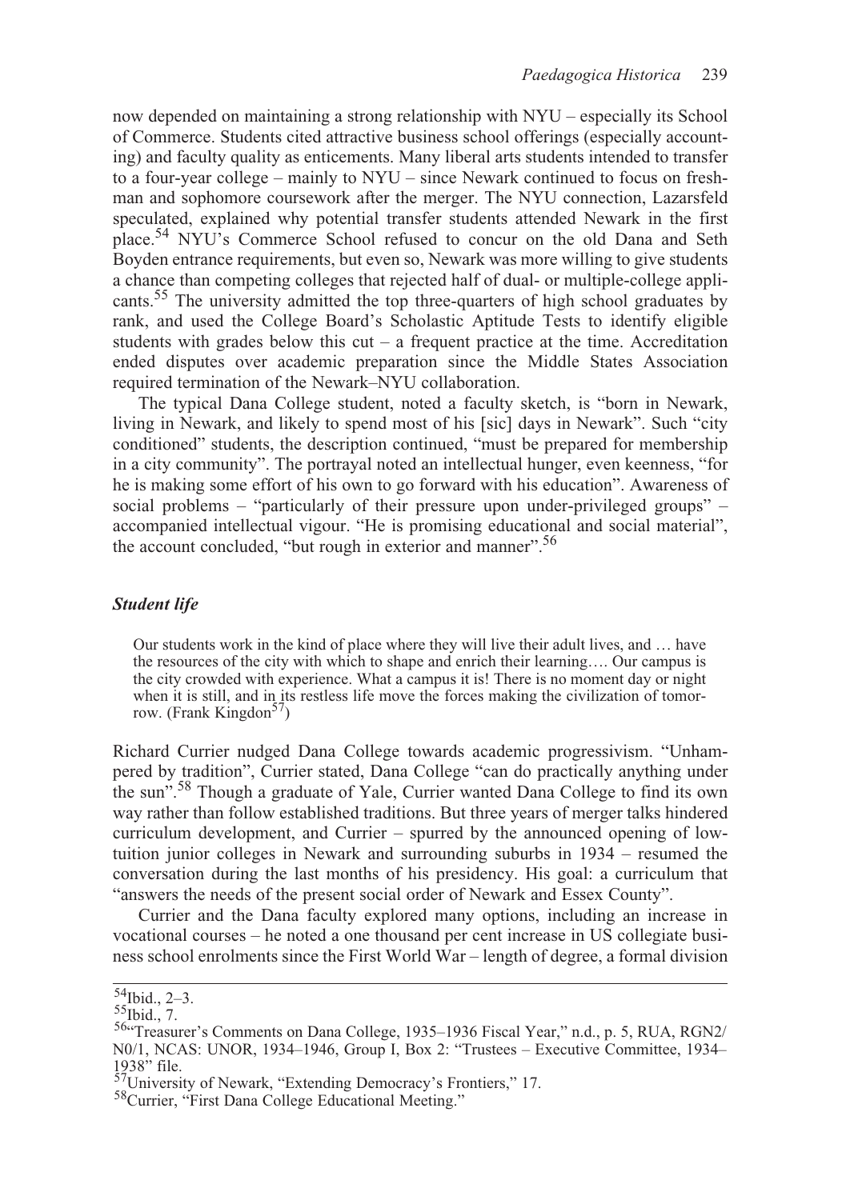now depended on maintaining a strong relationship with NYU – especially its School of Commerce. Students cited attractive business school offerings (especially accounting) and faculty quality as enticements. Many liberal arts students intended to transfer to a four-year college – mainly to NYU – since Newark continued to focus on freshman and sophomore coursework after the merger. The NYU connection, Lazarsfeld speculated, explained why potential transfer students attended Newark in the first place.[54] NYU's Commerce School refused to concur on the old Dana and Seth Boyden entrance requirements, but even so, Newark was more willing to give students a chance than competing colleges that rejected half of dual- or multiple-college applicants.[55] The university admitted the top three-quarters of high school graduates by rank, and used the College Board's Scholastic Aptitude Tests to identify eligible students with grades below this cut – a frequent practice at the time. Accreditation ended disputes over academic preparation since the Middle States Association required termination of the Newark–NYU collaboration.

The typical Dana College student, noted a faculty sketch, is "born in Newark, living in Newark, and likely to spend most of his [sic] days in Newark". Such "city conditioned" students, the description continued, "must be prepared for membership in a city community". The portrayal noted an intellectual hunger, even keenness, "for he is making some effort of his own to go forward with his education". Awareness of social problems – "particularly of their pressure upon under-privileged groups" – accompanied intellectual vigour. "He is promising educational and social material", the account concluded, "but rough in exterior and manner".[56]

### *Student life*

> Our students work in the kind of place where they will live their adult lives, and … have the resources of the city with which to shape and enrich their learning…. Our campus is the city crowded with experience. What a campus it is! There is no moment day or night when it is still, and in its restless life move the forces making the civilization of tomorrow. (Frank Kingdon[57])

Richard Currier nudged Dana College towards academic progressivism. "Unhampered by tradition", Currier stated, Dana College "can do practically anything under the sun".[58] Though a graduate of Yale, Currier wanted Dana College to find its own way rather than follow established traditions. But three years of merger talks hindered curriculum development, and Currier – spurred by the announced opening of low-tuition junior colleges in Newark and surrounding suburbs in 1934 – resumed the conversation during the last months of his presidency. His goal: a curriculum that "answers the needs of the present social order of Newark and Essex County".

Currier and the Dana faculty explored many options, including an increase in vocational courses – he noted a one thousand per cent increase in US collegiate business school enrolments since the First World War – length of degree, a formal division

---

[54] Ibid., 2–3.
[55] Ibid., 7.
[56] "Treasurer's Comments on Dana College, 1935–1936 Fiscal Year," n.d., p. 5, RUA, RGN2/N0/1, NCAS: UNOR, 1934–1946, Group I, Box 2: "Trustees – Executive Committee, 1934–1938" file.
[57] University of Newark, "Extending Democracy's Frontiers," 17.
[58] Currier, "First Dana College Educational Meeting."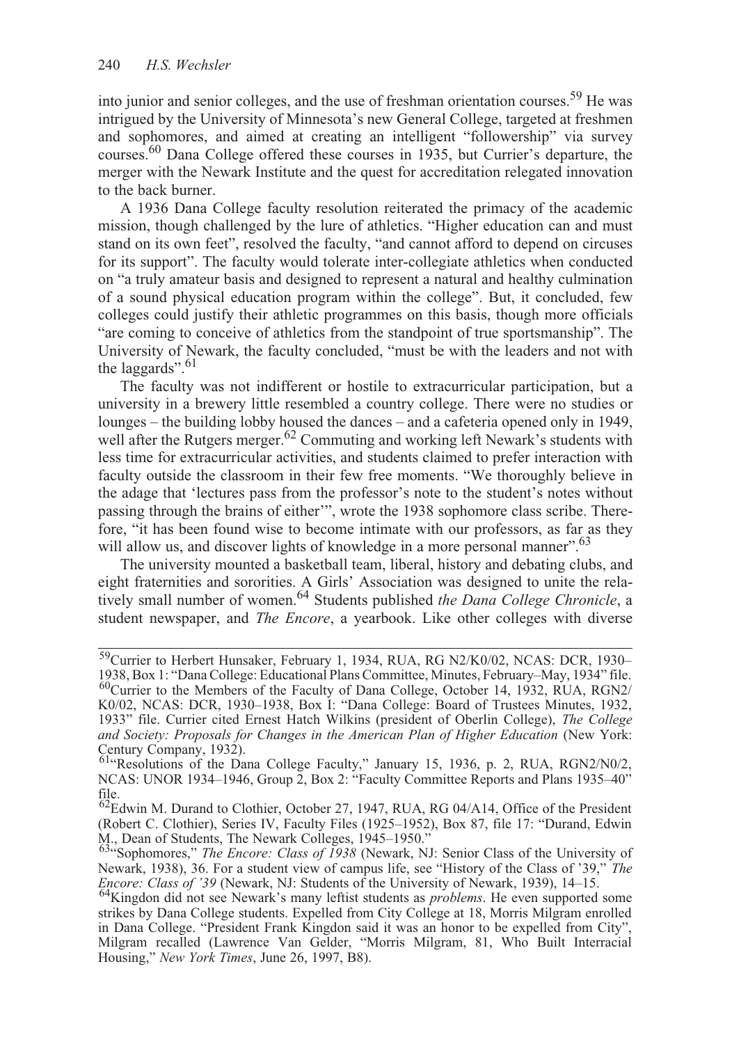into junior and senior colleges, and the use of freshman orientation courses.[59] He was intrigued by the University of Minnesota's new General College, targeted at freshmen and sophomores, and aimed at creating an intelligent "followership" via survey courses.[60] Dana College offered these courses in 1935, but Currier's departure, the merger with the Newark Institute and the quest for accreditation relegated innovation to the back burner.

A 1936 Dana College faculty resolution reiterated the primacy of the academic mission, though challenged by the lure of athletics. "Higher education can and must stand on its own feet", resolved the faculty, "and cannot afford to depend on circuses for its support". The faculty would tolerate inter-collegiate athletics when conducted on "a truly amateur basis and designed to represent a natural and healthy culmination of a sound physical education program within the college". But, it concluded, few colleges could justify their athletic programmes on this basis, though more officials "are coming to conceive of athletics from the standpoint of true sportsmanship". The University of Newark, the faculty concluded, "must be with the leaders and not with the laggards".[61]

The faculty was not indifferent or hostile to extracurricular participation, but a university in a brewery little resembled a country college. There were no studies or lounges – the building lobby housed the dances – and a cafeteria opened only in 1949, well after the Rutgers merger.[62] Commuting and working left Newark's students with less time for extracurricular activities, and students claimed to prefer interaction with faculty outside the classroom in their few free moments. "We thoroughly believe in the adage that 'lectures pass from the professor's note to the student's notes without passing through the brains of either'", wrote the 1938 sophomore class scribe. Therefore, "it has been found wise to become intimate with our professors, as far as they will allow us, and discover lights of knowledge in a more personal manner".[63]

The university mounted a basketball team, liberal, history and debating clubs, and eight fraternities and sororities. A Girls' Association was designed to unite the relatively small number of women.[64] Students published *the Dana College Chronicle*, a student newspaper, and *The Encore*, a yearbook. Like other colleges with diverse

[59]Currier to Herbert Hunsaker, February 1, 1934, RUA, RG N2/K0/02, NCAS: DCR, 1930–1938, Box 1: "Dana College: Educational Plans Committee, Minutes, February–May, 1934" file.
[60]Currier to the Members of the Faculty of Dana College, October 14, 1932, RUA, RGN2/K0/02, NCAS: DCR, 1930–1938, Box I: "Dana College: Board of Trustees Minutes, 1932, 1933" file. Currier cited Ernest Hatch Wilkins (president of Oberlin College), *The College and Society: Proposals for Changes in the American Plan of Higher Education* (New York: Century Company, 1932).
[61]"Resolutions of the Dana College Faculty," January 15, 1936, p. 2, RUA, RGN2/N0/2, NCAS: UNOR 1934–1946, Group 2, Box 2: "Faculty Committee Reports and Plans 1935–40" file.
[62]Edwin M. Durand to Clothier, October 27, 1947, RUA, RG 04/A14, Office of the President (Robert C. Clothier), Series IV, Faculty Files (1925–1952), Box 87, file 17: "Durand, Edwin M., Dean of Students, The Newark Colleges, 1945–1950."
[63]"Sophomores," *The Encore: Class of 1938* (Newark, NJ: Senior Class of the University of Newark, 1938), 36. For a student view of campus life, see "History of the Class of '39," *The Encore: Class of '39* (Newark, NJ: Students of the University of Newark, 1939), 14–15.
[64]Kingdon did not see Newark's many leftist students as *problems*. He even supported some strikes by Dana College students. Expelled from City College at 18, Morris Milgram enrolled in Dana College. "President Frank Kingdon said it was an honor to be expelled from City", Milgram recalled (Lawrence Van Gelder, "Morris Milgram, 81, Who Built Interracial Housing," *New York Times*, June 26, 1997, B8).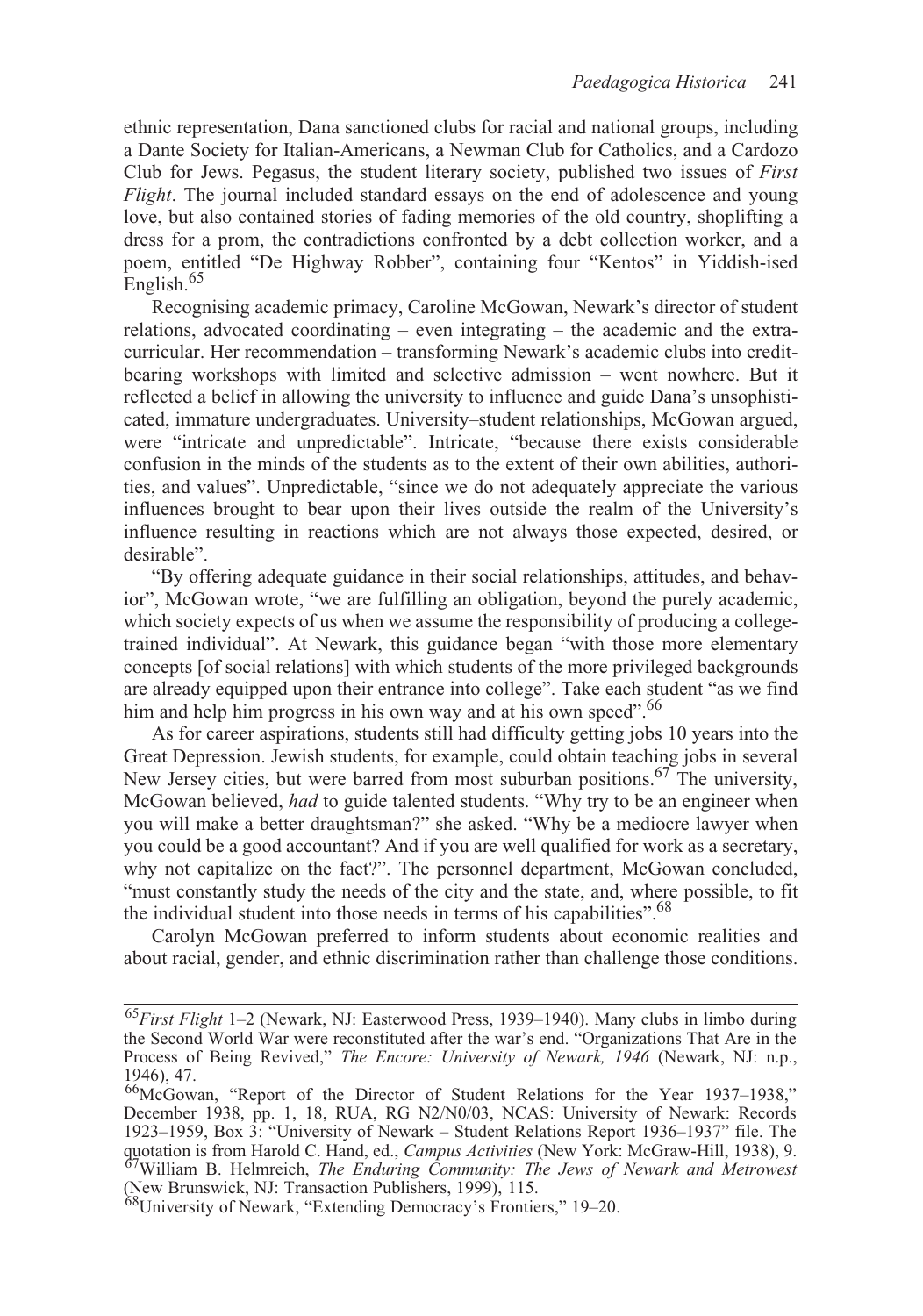ethnic representation, Dana sanctioned clubs for racial and national groups, including a Dante Society for Italian-Americans, a Newman Club for Catholics, and a Cardozo Club for Jews. Pegasus, the student literary society, published two issues of *First Flight*. The journal included standard essays on the end of adolescence and young love, but also contained stories of fading memories of the old country, shoplifting a dress for a prom, the contradictions confronted by a debt collection worker, and a poem, entitled "De Highway Robber", containing four "Kentos" in Yiddish-ised English.[65]

Recognising academic primacy, Caroline McGowan, Newark's director of student relations, advocated coordinating – even integrating – the academic and the extra-curricular. Her recommendation – transforming Newark's academic clubs into credit-bearing workshops with limited and selective admission – went nowhere. But it reflected a belief in allowing the university to influence and guide Dana's unsophisticated, immature undergraduates. University–student relationships, McGowan argued, were "intricate and unpredictable". Intricate, "because there exists considerable confusion in the minds of the students as to the extent of their own abilities, authorities, and values". Unpredictable, "since we do not adequately appreciate the various influences brought to bear upon their lives outside the realm of the University's influence resulting in reactions which are not always those expected, desired, or desirable".

"By offering adequate guidance in their social relationships, attitudes, and behavior", McGowan wrote, "we are fulfilling an obligation, beyond the purely academic, which society expects of us when we assume the responsibility of producing a college-trained individual". At Newark, this guidance began "with those more elementary concepts [of social relations] with which students of the more privileged backgrounds are already equipped upon their entrance into college". Take each student "as we find him and help him progress in his own way and at his own speed".[66]

As for career aspirations, students still had difficulty getting jobs 10 years into the Great Depression. Jewish students, for example, could obtain teaching jobs in several New Jersey cities, but were barred from most suburban positions.[67] The university, McGowan believed, *had* to guide talented students. "Why try to be an engineer when you will make a better draughtsman?" she asked. "Why be a mediocre lawyer when you could be a good accountant? And if you are well qualified for work as a secretary, why not capitalize on the fact?". The personnel department, McGowan concluded, "must constantly study the needs of the city and the state, and, where possible, to fit the individual student into those needs in terms of his capabilities".[68]

Carolyn McGowan preferred to inform students about economic realities and about racial, gender, and ethnic discrimination rather than challenge those conditions.

---

[65]*First Flight* 1–2 (Newark, NJ: Easterwood Press, 1939–1940). Many clubs in limbo during the Second World War were reconstituted after the war's end. "Organizations That Are in the Process of Being Revived," *The Encore: University of Newark, 1946* (Newark, NJ: n.p., 1946), 47.

[66]McGowan, "Report of the Director of Student Relations for the Year 1937–1938," December 1938, pp. 1, 18, RUA, RG N2/N0/03, NCAS: University of Newark: Records 1923–1959, Box 3: "University of Newark – Student Relations Report 1936–1937" file. The quotation is from Harold C. Hand, ed., *Campus Activities* (New York: McGraw-Hill, 1938), 9.

[67]William B. Helmreich, *The Enduring Community: The Jews of Newark and Metrowest* (New Brunswick, NJ: Transaction Publishers, 1999), 115.

[68]University of Newark, "Extending Democracy's Frontiers," 19–20.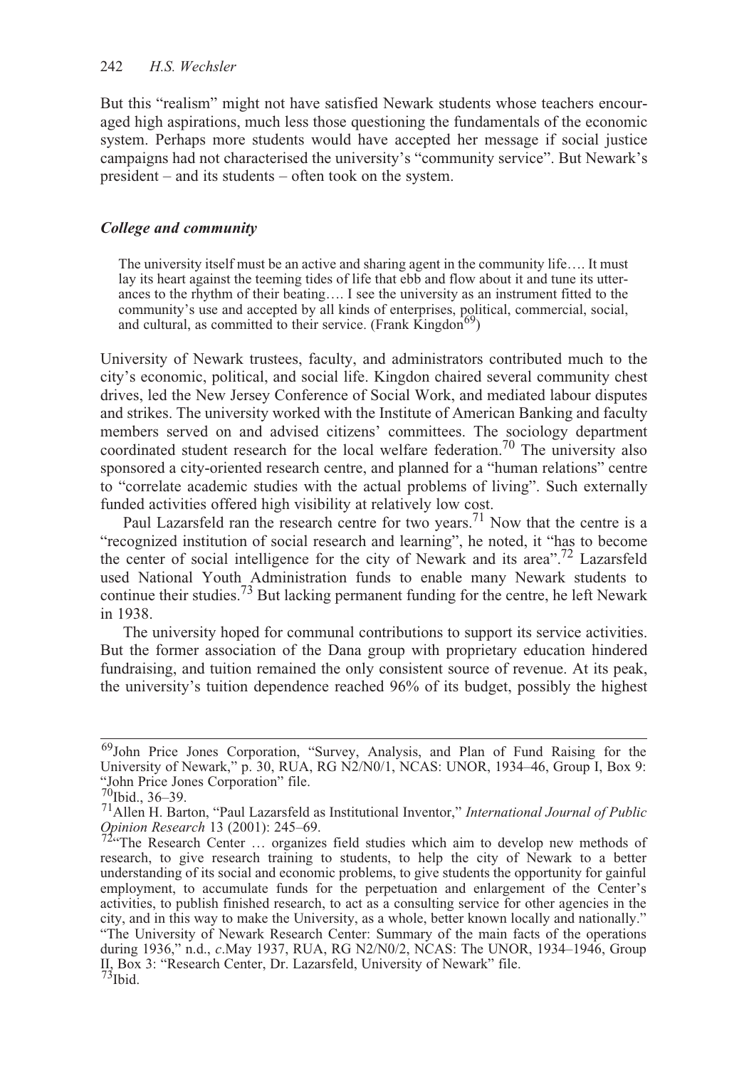But this "realism" might not have satisfied Newark students whose teachers encouraged high aspirations, much less those questioning the fundamentals of the economic system. Perhaps more students would have accepted her message if social justice campaigns had not characterised the university's "community service". But Newark's president – and its students – often took on the system.

### *College and community*

> The university itself must be an active and sharing agent in the community life…. It must lay its heart against the teeming tides of life that ebb and flow about it and tune its utterances to the rhythm of their beating…. I see the university as an instrument fitted to the community's use and accepted by all kinds of enterprises, political, commercial, social, and cultural, as committed to their service. (Frank Kingdon[69])

University of Newark trustees, faculty, and administrators contributed much to the city's economic, political, and social life. Kingdon chaired several community chest drives, led the New Jersey Conference of Social Work, and mediated labour disputes and strikes. The university worked with the Institute of American Banking and faculty members served on and advised citizens' committees. The sociology department coordinated student research for the local welfare federation.[70] The university also sponsored a city-oriented research centre, and planned for a "human relations" centre to "correlate academic studies with the actual problems of living". Such externally funded activities offered high visibility at relatively low cost.

Paul Lazarsfeld ran the research centre for two years.[71] Now that the centre is a "recognized institution of social research and learning", he noted, it "has to become the center of social intelligence for the city of Newark and its area".[72] Lazarsfeld used National Youth Administration funds to enable many Newark students to continue their studies.[73] But lacking permanent funding for the centre, he left Newark in 1938.

The university hoped for communal contributions to support its service activities. But the former association of the Dana group with proprietary education hindered fundraising, and tuition remained the only consistent source of revenue. At its peak, the university's tuition dependence reached 96% of its budget, possibly the highest

---

[69] John Price Jones Corporation, "Survey, Analysis, and Plan of Fund Raising for the University of Newark," p. 30, RUA, RG N2/N0/1, NCAS: UNOR, 1934–46, Group I, Box 9: "John Price Jones Corporation" file.

[70] Ibid., 36–39.

[71] Allen H. Barton, "Paul Lazarsfeld as Institutional Inventor," *International Journal of Public Opinion Research* 13 (2001): 245–69.

[72] "The Research Center … organizes field studies which aim to develop new methods of research, to give research training to students, to help the city of Newark to a better understanding of its social and economic problems, to give students the opportunity for gainful employment, to accumulate funds for the perpetuation and enlargement of the Center's activities, to publish finished research, to act as a consulting service for other agencies in the city, and in this way to make the University, as a whole, better known locally and nationally." "The University of Newark Research Center: Summary of the main facts of the operations during 1936," n.d., *c.*May 1937, RUA, RG N2/N0/2, NCAS: The UNOR, 1934–1946, Group II, Box 3: "Research Center, Dr. Lazarsfeld, University of Newark" file.

[73] Ibid.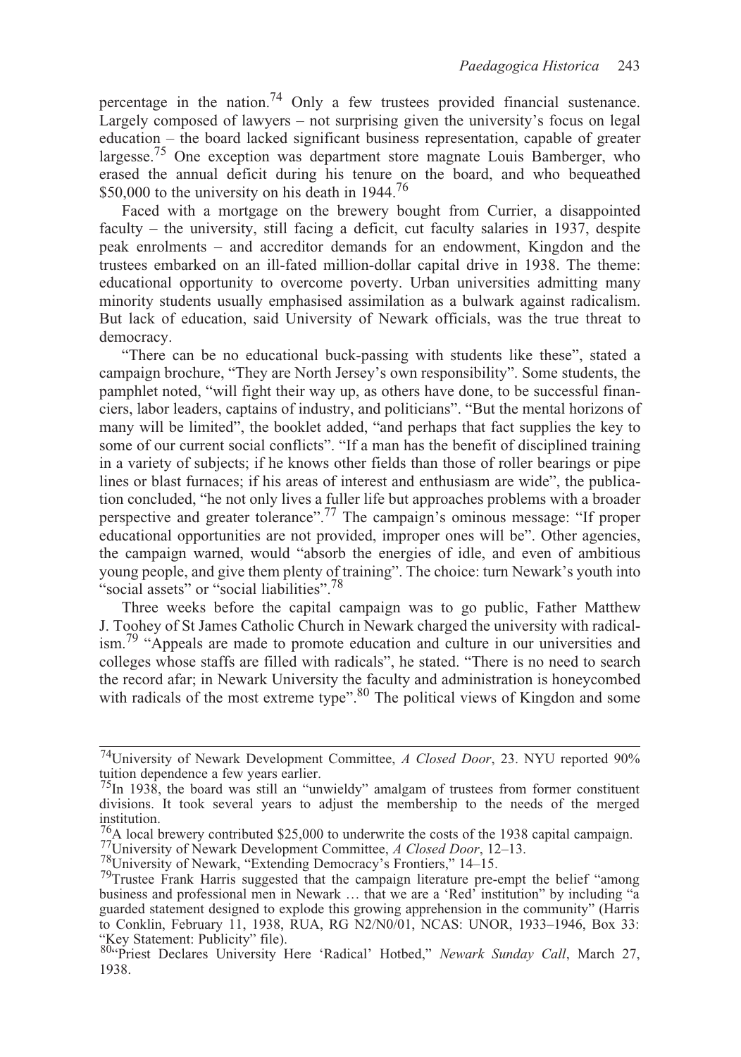percentage in the nation.[74] Only a few trustees provided financial sustenance. Largely composed of lawyers – not surprising given the university's focus on legal education – the board lacked significant business representation, capable of greater largesse.[75] One exception was department store magnate Louis Bamberger, who erased the annual deficit during his tenure on the board, and who bequeathed \$50,000 to the university on his death in 1944.[76]

Faced with a mortgage on the brewery bought from Currier, a disappointed faculty – the university, still facing a deficit, cut faculty salaries in 1937, despite peak enrolments – and accreditor demands for an endowment, Kingdon and the trustees embarked on an ill-fated million-dollar capital drive in 1938. The theme: educational opportunity to overcome poverty. Urban universities admitting many minority students usually emphasised assimilation as a bulwark against radicalism. But lack of education, said University of Newark officials, was the true threat to democracy.

"There can be no educational buck-passing with students like these", stated a campaign brochure, "They are North Jersey's own responsibility". Some students, the pamphlet noted, "will fight their way up, as others have done, to be successful financiers, labor leaders, captains of industry, and politicians". "But the mental horizons of many will be limited", the booklet added, "and perhaps that fact supplies the key to some of our current social conflicts". "If a man has the benefit of disciplined training in a variety of subjects; if he knows other fields than those of roller bearings or pipe lines or blast furnaces; if his areas of interest and enthusiasm are wide", the publication concluded, "he not only lives a fuller life but approaches problems with a broader perspective and greater tolerance".[77] The campaign's ominous message: "If proper educational opportunities are not provided, improper ones will be". Other agencies, the campaign warned, would "absorb the energies of idle, and even of ambitious young people, and give them plenty of training". The choice: turn Newark's youth into "social assets" or "social liabilities".[78]

Three weeks before the capital campaign was to go public, Father Matthew J. Toohey of St James Catholic Church in Newark charged the university with radicalism.[79] "Appeals are made to promote education and culture in our universities and colleges whose staffs are filled with radicals", he stated. "There is no need to search the record afar; in Newark University the faculty and administration is honeycombed with radicals of the most extreme type".[80] The political views of Kingdon and some

---

[74]University of Newark Development Committee, *A Closed Door*, 23. NYU reported 90% tuition dependence a few years earlier.

[75]In 1938, the board was still an "unwieldy" amalgam of trustees from former constituent divisions. It took several years to adjust the membership to the needs of the merged institution.

[76]A local brewery contributed \$25,000 to underwrite the costs of the 1938 capital campaign.

[77]University of Newark Development Committee, *A Closed Door*, 12–13.

[78]University of Newark, "Extending Democracy's Frontiers," 14–15.

[79]Trustee Frank Harris suggested that the campaign literature pre-empt the belief "among business and professional men in Newark … that we are a 'Red' institution" by including "a guarded statement designed to explode this growing apprehension in the community" (Harris to Conklin, February 11, 1938, RUA, RG N2/N0/01, NCAS: UNOR, 1933–1946, Box 33: "Key Statement: Publicity" file).

[80]"Priest Declares University Here 'Radical' Hotbed," *Newark Sunday Call*, March 27, 1938.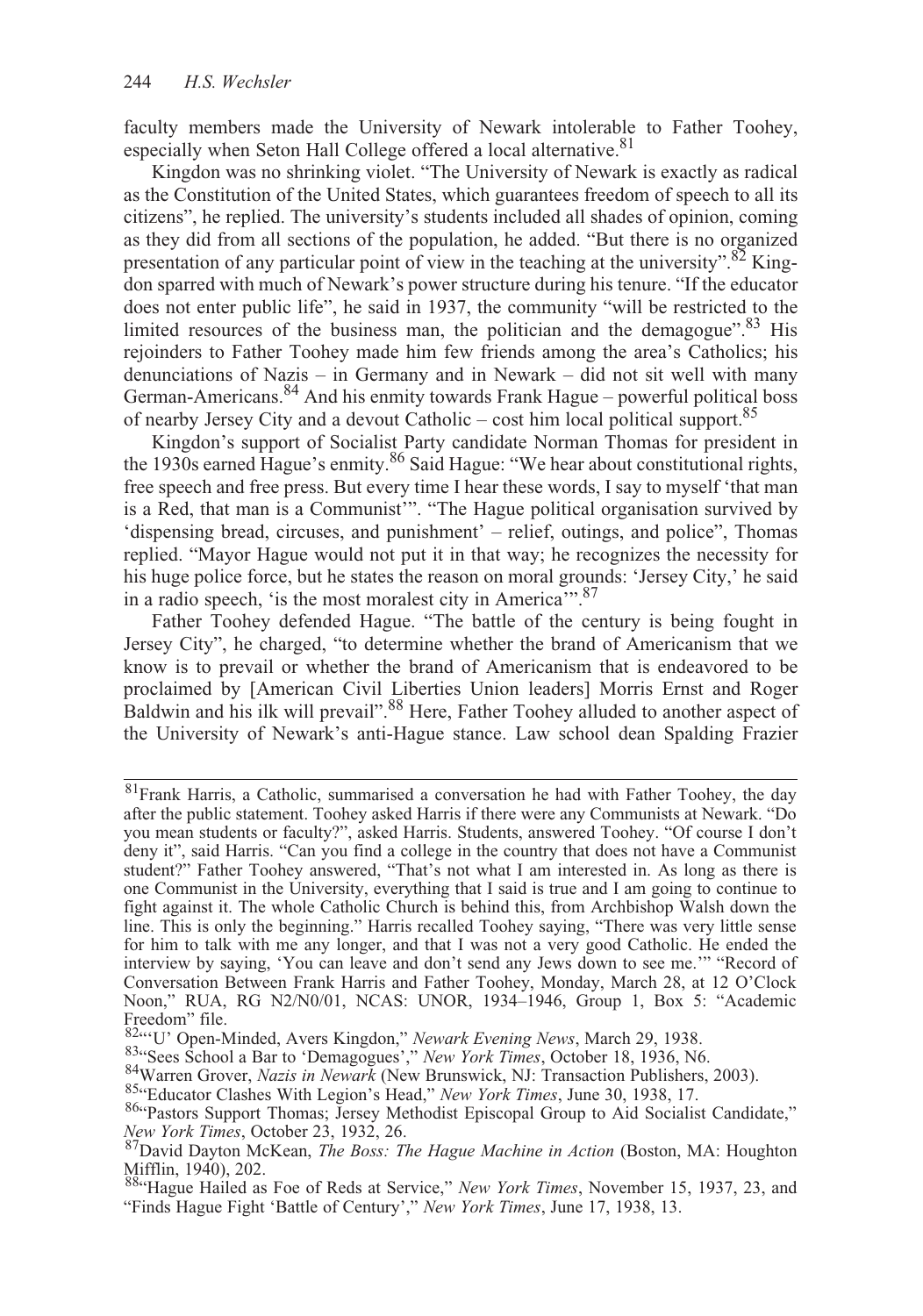faculty members made the University of Newark intolerable to Father Toohey, especially when Seton Hall College offered a local alternative.[81]

Kingdon was no shrinking violet. "The University of Newark is exactly as radical as the Constitution of the United States, which guarantees freedom of speech to all its citizens", he replied. The university's students included all shades of opinion, coming as they did from all sections of the population, he added. "But there is no organized presentation of any particular point of view in the teaching at the university".[82] Kingdon sparred with much of Newark's power structure during his tenure. "If the educator does not enter public life", he said in 1937, the community "will be restricted to the limited resources of the business man, the politician and the demagogue".[83] His rejoinders to Father Toohey made him few friends among the area's Catholics; his denunciations of Nazis – in Germany and in Newark – did not sit well with many German-Americans.[84] And his enmity towards Frank Hague – powerful political boss of nearby Jersey City and a devout Catholic – cost him local political support.[85]

Kingdon's support of Socialist Party candidate Norman Thomas for president in the 1930s earned Hague's enmity.[86] Said Hague: "We hear about constitutional rights, free speech and free press. But every time I hear these words, I say to myself 'that man is a Red, that man is a Communist'". "The Hague political organisation survived by 'dispensing bread, circuses, and punishment' – relief, outings, and police", Thomas replied. "Mayor Hague would not put it in that way; he recognizes the necessity for his huge police force, but he states the reason on moral grounds: 'Jersey City,' he said in a radio speech, 'is the most moralest city in America'".[87]

Father Toohey defended Hague. "The battle of the century is being fought in Jersey City", he charged, "to determine whether the brand of Americanism that we know is to prevail or whether the brand of Americanism that is endeavored to be proclaimed by [American Civil Liberties Union leaders] Morris Ernst and Roger Baldwin and his ilk will prevail".[88] Here, Father Toohey alluded to another aspect of the University of Newark's anti-Hague stance. Law school dean Spalding Frazier

---

[81]Frank Harris, a Catholic, summarised a conversation he had with Father Toohey, the day after the public statement. Toohey asked Harris if there were any Communists at Newark. "Do you mean students or faculty?", asked Harris. Students, answered Toohey. "Of course I don't deny it", said Harris. "Can you find a college in the country that does not have a Communist student?" Father Toohey answered, "That's not what I am interested in. As long as there is one Communist in the University, everything that I said is true and I am going to continue to fight against it. The whole Catholic Church is behind this, from Archbishop Walsh down the line. This is only the beginning." Harris recalled Toohey saying, "There was very little sense for him to talk with me any longer, and that I was not a very good Catholic. He ended the interview by saying, 'You can leave and don't send any Jews down to see me.'" "Record of Conversation Between Frank Harris and Father Toohey, Monday, March 28, at 12 O'Clock Noon," RUA, RG N2/N0/01, NCAS: UNOR, 1934–1946, Group 1, Box 5: "Academic Freedom" file.

[82]"'U' Open-Minded, Avers Kingdon," *Newark Evening News*, March 29, 1938.

[83]"Sees School a Bar to 'Demagogues'," *New York Times*, October 18, 1936, N6.

[84]Warren Grover, *Nazis in Newark* (New Brunswick, NJ: Transaction Publishers, 2003).

[85]"Educator Clashes With Legion's Head," *New York Times*, June 30, 1938, 17.

[86]"Pastors Support Thomas; Jersey Methodist Episcopal Group to Aid Socialist Candidate," *New York Times*, October 23, 1932, 26.

[87]David Dayton McKean, *The Boss: The Hague Machine in Action* (Boston, MA: Houghton Mifflin, 1940), 202.

[88]"Hague Hailed as Foe of Reds at Service," *New York Times*, November 15, 1937, 23, and "Finds Hague Fight 'Battle of Century'," *New York Times*, June 17, 1938, 13.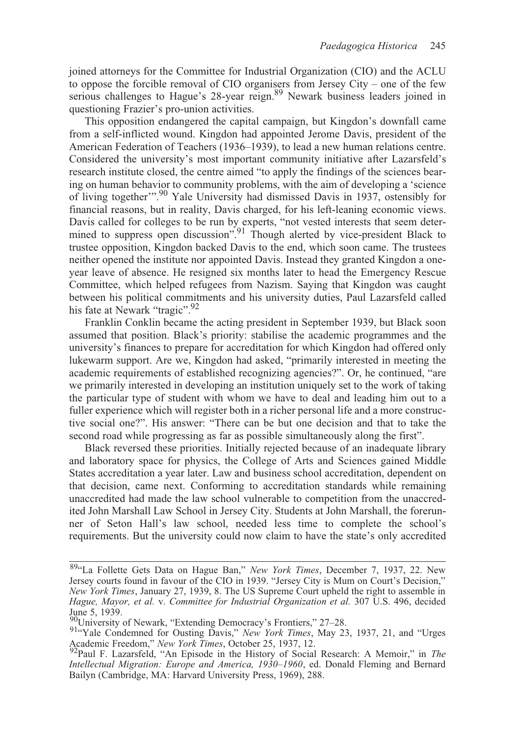joined attorneys for the Committee for Industrial Organization (CIO) and the ACLU to oppose the forcible removal of CIO organisers from Jersey City – one of the few serious challenges to Hague's 28-year reign.[89] Newark business leaders joined in questioning Frazier's pro-union activities.

This opposition endangered the capital campaign, but Kingdon's downfall came from a self-inflicted wound. Kingdon had appointed Jerome Davis, president of the American Federation of Teachers (1936–1939), to lead a new human relations centre. Considered the university's most important community initiative after Lazarsfeld's research institute closed, the centre aimed "to apply the findings of the sciences bearing on human behavior to community problems, with the aim of developing a 'science of living together'".[90] Yale University had dismissed Davis in 1937, ostensibly for financial reasons, but in reality, Davis charged, for his left-leaning economic views. Davis called for colleges to be run by experts, "not vested interests that seem determined to suppress open discussion".[91] Though alerted by vice-president Black to trustee opposition, Kingdon backed Davis to the end, which soon came. The trustees neither opened the institute nor appointed Davis. Instead they granted Kingdon a one-year leave of absence. He resigned six months later to head the Emergency Rescue Committee, which helped refugees from Nazism. Saying that Kingdon was caught between his political commitments and his university duties, Paul Lazarsfeld called his fate at Newark "tragic".[92]

Franklin Conklin became the acting president in September 1939, but Black soon assumed that position. Black's priority: stabilise the academic programmes and the university's finances to prepare for accreditation for which Kingdon had offered only lukewarm support. Are we, Kingdon had asked, "primarily interested in meeting the academic requirements of established recognizing agencies?". Or, he continued, "are we primarily interested in developing an institution uniquely set to the work of taking the particular type of student with whom we have to deal and leading him out to a fuller experience which will register both in a richer personal life and a more constructive social one?". His answer: "There can be but one decision and that to take the second road while progressing as far as possible simultaneously along the first".

Black reversed these priorities. Initially rejected because of an inadequate library and laboratory space for physics, the College of Arts and Sciences gained Middle States accreditation a year later. Law and business school accreditation, dependent on that decision, came next. Conforming to accreditation standards while remaining unaccredited had made the law school vulnerable to competition from the unaccredited John Marshall Law School in Jersey City. Students at John Marshall, the forerunner of Seton Hall's law school, needed less time to complete the school's requirements. But the university could now claim to have the state's only accredited

[89] "La Follette Gets Data on Hague Ban," *New York Times*, December 7, 1937, 22. New Jersey courts found in favour of the CIO in 1939. "Jersey City is Mum on Court's Decision," *New York Times*, January 27, 1939, 8. The US Supreme Court upheld the right to assemble in *Hague, Mayor, et al.* v. *Committee for Industrial Organization et al.* 307 U.S. 496, decided June 5, 1939.

[90] University of Newark, "Extending Democracy's Frontiers," 27–28.

[91] "Yale Condemned for Ousting Davis," *New York Times*, May 23, 1937, 21, and "Urges Academic Freedom," *New York Times*, October 25, 1937, 12.

[92] Paul F. Lazarsfeld, "An Episode in the History of Social Research: A Memoir," in *The Intellectual Migration: Europe and America, 1930–1960*, ed. Donald Fleming and Bernard Bailyn (Cambridge, MA: Harvard University Press, 1969), 288.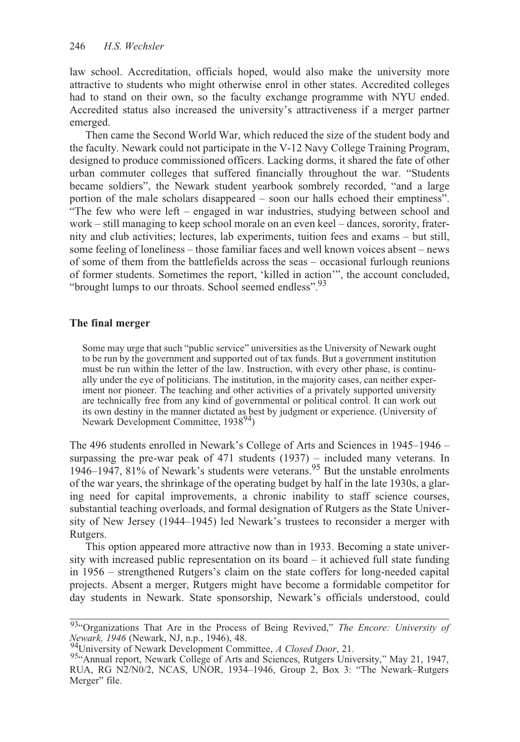law school. Accreditation, officials hoped, would also make the university more attractive to students who might otherwise enrol in other states. Accredited colleges had to stand on their own, so the faculty exchange programme with NYU ended. Accredited status also increased the university's attractiveness if a merger partner emerged.

Then came the Second World War, which reduced the size of the student body and the faculty. Newark could not participate in the V-12 Navy College Training Program, designed to produce commissioned officers. Lacking dorms, it shared the fate of other urban commuter colleges that suffered financially throughout the war. "Students became soldiers", the Newark student yearbook sombrely recorded, "and a large portion of the male scholars disappeared – soon our halls echoed their emptiness". "The few who were left – engaged in war industries, studying between school and work – still managing to keep school morale on an even keel – dances, sorority, fraternity and club activities; lectures, lab experiments, tuition fees and exams – but still, some feeling of loneliness – those familiar faces and well known voices absent – news of some of them from the battlefields across the seas – occasional furlough reunions of former students. Sometimes the report, 'killed in action'", the account concluded, "brought lumps to our throats. School seemed endless".[93]

### The final merger

> Some may urge that such "public service" universities as the University of Newark ought to be run by the government and supported out of tax funds. But a government institution must be run within the letter of the law. Instruction, with every other phase, is continually under the eye of politicians. The institution, in the majority cases, can neither experiment nor pioneer. The teaching and other activities of a privately supported university are technically free from any kind of governmental or political control. It can work out its own destiny in the manner dictated as best by judgment or experience. (University of Newark Development Committee, 1938[94])

The 496 students enrolled in Newark's College of Arts and Sciences in 1945–1946 – surpassing the pre-war peak of 471 students (1937) – included many veterans. In 1946–1947, 81% of Newark's students were veterans.[95] But the unstable enrolments of the war years, the shrinkage of the operating budget by half in the late 1930s, a glaring need for capital improvements, a chronic inability to staff science courses, substantial teaching overloads, and formal designation of Rutgers as the State University of New Jersey (1944–1945) led Newark's trustees to reconsider a merger with Rutgers.

This option appeared more attractive now than in 1933. Becoming a state university with increased public representation on its board – it achieved full state funding in 1956 – strengthened Rutgers's claim on the state coffers for long-needed capital projects. Absent a merger, Rutgers might have become a formidable competitor for day students in Newark. State sponsorship, Newark's officials understood, could

---

[93] "Organizations That Are in the Process of Being Revived," *The Encore: University of Newark, 1946* (Newark, NJ, n.p., 1946), 48.

[94] University of Newark Development Committee, *A Closed Door*, 21.

[95] "Annual report, Newark College of Arts and Sciences, Rutgers University," May 21, 1947, RUA, RG N2/N0/2, NCAS, UNOR, 1934–1946, Group 2, Box 3: "The Newark–Rutgers Merger" file.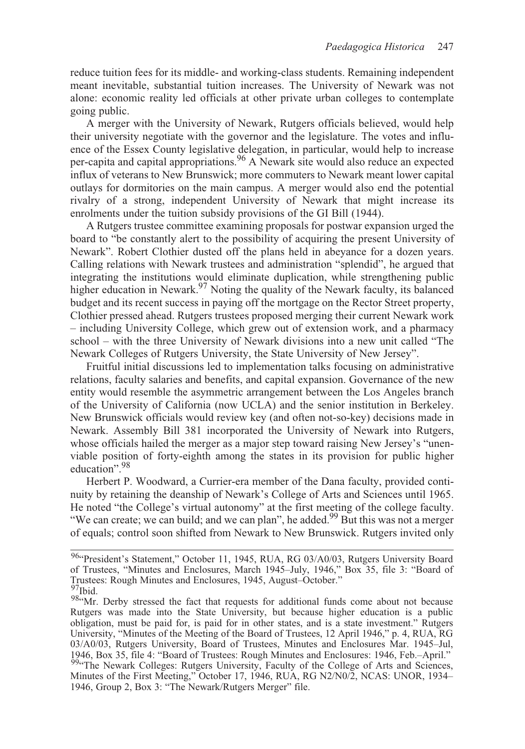reduce tuition fees for its middle- and working-class students. Remaining independent meant inevitable, substantial tuition increases. The University of Newark was not alone: economic reality led officials at other private urban colleges to contemplate going public.

A merger with the University of Newark, Rutgers officials believed, would help their university negotiate with the governor and the legislature. The votes and influence of the Essex County legislative delegation, in particular, would help to increase per-capita and capital appropriations.[96] A Newark site would also reduce an expected influx of veterans to New Brunswick; more commuters to Newark meant lower capital outlays for dormitories on the main campus. A merger would also end the potential rivalry of a strong, independent University of Newark that might increase its enrolments under the tuition subsidy provisions of the GI Bill (1944).

A Rutgers trustee committee examining proposals for postwar expansion urged the board to "be constantly alert to the possibility of acquiring the present University of Newark". Robert Clothier dusted off the plans held in abeyance for a dozen years. Calling relations with Newark trustees and administration "splendid", he argued that integrating the institutions would eliminate duplication, while strengthening public higher education in Newark.[97] Noting the quality of the Newark faculty, its balanced budget and its recent success in paying off the mortgage on the Rector Street property, Clothier pressed ahead. Rutgers trustees proposed merging their current Newark work – including University College, which grew out of extension work, and a pharmacy school – with the three University of Newark divisions into a new unit called "The Newark Colleges of Rutgers University, the State University of New Jersey".

Fruitful initial discussions led to implementation talks focusing on administrative relations, faculty salaries and benefits, and capital expansion. Governance of the new entity would resemble the asymmetric arrangement between the Los Angeles branch of the University of California (now UCLA) and the senior institution in Berkeley. New Brunswick officials would review key (and often not-so-key) decisions made in Newark. Assembly Bill 381 incorporated the University of Newark into Rutgers, whose officials hailed the merger as a major step toward raising New Jersey's "unenviable position of forty-eighth among the states in its provision for public higher education".[98]

Herbert P. Woodward, a Currier-era member of the Dana faculty, provided continuity by retaining the deanship of Newark's College of Arts and Sciences until 1965. He noted "the College's virtual autonomy" at the first meeting of the college faculty. "We can create; we can build; and we can plan", he added.[99] But this was not a merger of equals; control soon shifted from Newark to New Brunswick. Rutgers invited only

---

[96] "President's Statement," October 11, 1945, RUA, RG 03/A0/03, Rutgers University Board of Trustees, "Minutes and Enclosures, March 1945–July, 1946," Box 35, file 3: "Board of Trustees: Rough Minutes and Enclosures, 1945, August–October."

[97] Ibid.

[98] "Mr. Derby stressed the fact that requests for additional funds come about not because Rutgers was made into the State University, but because higher education is a public obligation, must be paid for, is paid for in other states, and is a state investment." Rutgers University, "Minutes of the Meeting of the Board of Trustees, 12 April 1946," p. 4, RUA, RG 03/A0/03, Rutgers University, Board of Trustees, Minutes and Enclosures Mar. 1945–Jul, 1946, Box 35, file 4: "Board of Trustees: Rough Minutes and Enclosures: 1946, Feb.–April."

[99] "The Newark Colleges: Rutgers University, Faculty of the College of Arts and Sciences, Minutes of the First Meeting," October 17, 1946, RUA, RG N2/N0/2, NCAS: UNOR, 1934–1946, Group 2, Box 3: "The Newark/Rutgers Merger" file.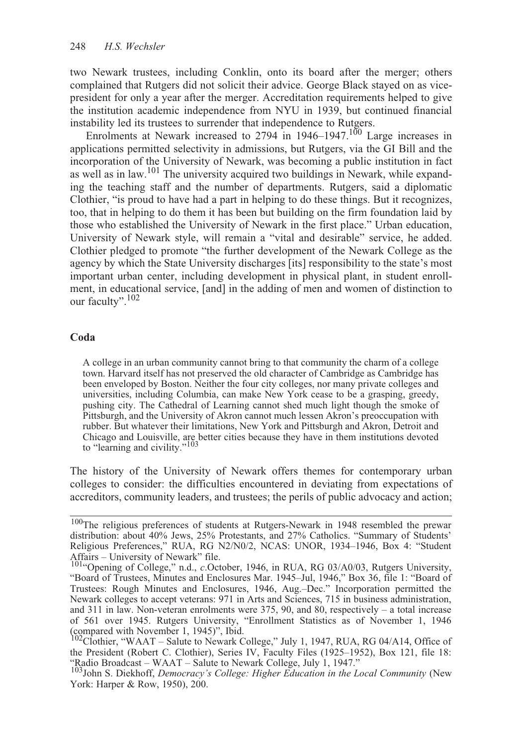two Newark trustees, including Conklin, onto its board after the merger; others complained that Rutgers did not solicit their advice. George Black stayed on as vice-president for only a year after the merger. Accreditation requirements helped to give the institution academic independence from NYU in 1939, but continued financial instability led its trustees to surrender that independence to Rutgers.

Enrolments at Newark increased to 2794 in 1946–1947.[100] Large increases in applications permitted selectivity in admissions, but Rutgers, via the GI Bill and the incorporation of the University of Newark, was becoming a public institution in fact as well as in law.[101] The university acquired two buildings in Newark, while expanding the teaching staff and the number of departments. Rutgers, said a diplomatic Clothier, "is proud to have had a part in helping to do these things. But it recognizes, too, that in helping to do them it has been but building on the firm foundation laid by those who established the University of Newark in the first place." Urban education, University of Newark style, will remain a "vital and desirable" service, he added. Clothier pledged to promote "the further development of the Newark College as the agency by which the State University discharges [its] responsibility to the state's most important urban center, including development in physical plant, in student enrollment, in educational service, [and] in the adding of men and women of distinction to our faculty".[102]

## Coda

> A college in an urban community cannot bring to that community the charm of a college town. Harvard itself has not preserved the old character of Cambridge as Cambridge has been enveloped by Boston. Neither the four city colleges, nor many private colleges and universities, including Columbia, can make New York cease to be a grasping, greedy, pushing city. The Cathedral of Learning cannot shed much light though the smoke of Pittsburgh, and the University of Akron cannot much lessen Akron's preoccupation with rubber. But whatever their limitations, New York and Pittsburgh and Akron, Detroit and Chicago and Louisville, are better cities because they have in them institutions devoted to "learning and civility."[103]

The history of the University of Newark offers themes for contemporary urban colleges to consider: the difficulties encountered in deviating from expectations of accreditors, community leaders, and trustees; the perils of public advocacy and action;

---

[100] The religious preferences of students at Rutgers-Newark in 1948 resembled the prewar distribution: about 40% Jews, 25% Protestants, and 27% Catholics. "Summary of Students' Religious Preferences," RUA, RG N2/N0/2, NCAS: UNOR, 1934–1946, Box 4: "Student Affairs – University of Newark" file.

[101] "Opening of College," n.d., *c.*October, 1946, in RUA, RG 03/A0/03, Rutgers University, "Board of Trustees, Minutes and Enclosures Mar. 1945–Jul, 1946," Box 36, file 1: "Board of Trustees: Rough Minutes and Enclosures, 1946, Aug.–Dec." Incorporation permitted the Newark colleges to accept veterans: 971 in Arts and Sciences, 715 in business administration, and 311 in law. Non-veteran enrolments were 375, 90, and 80, respectively – a total increase of 561 over 1945. Rutgers University, "Enrollment Statistics as of November 1, 1946 (compared with November 1, 1945)", Ibid.

[102] Clothier, "WAAT – Salute to Newark College," July 1, 1947, RUA, RG 04/A14, Office of the President (Robert C. Clothier), Series IV, Faculty Files (1925–1952), Box 121, file 18: "Radio Broadcast – WAAT – Salute to Newark College, July 1, 1947."

[103] John S. Diekhoff, *Democracy's College: Higher Education in the Local Community* (New York: Harper & Row, 1950), 200.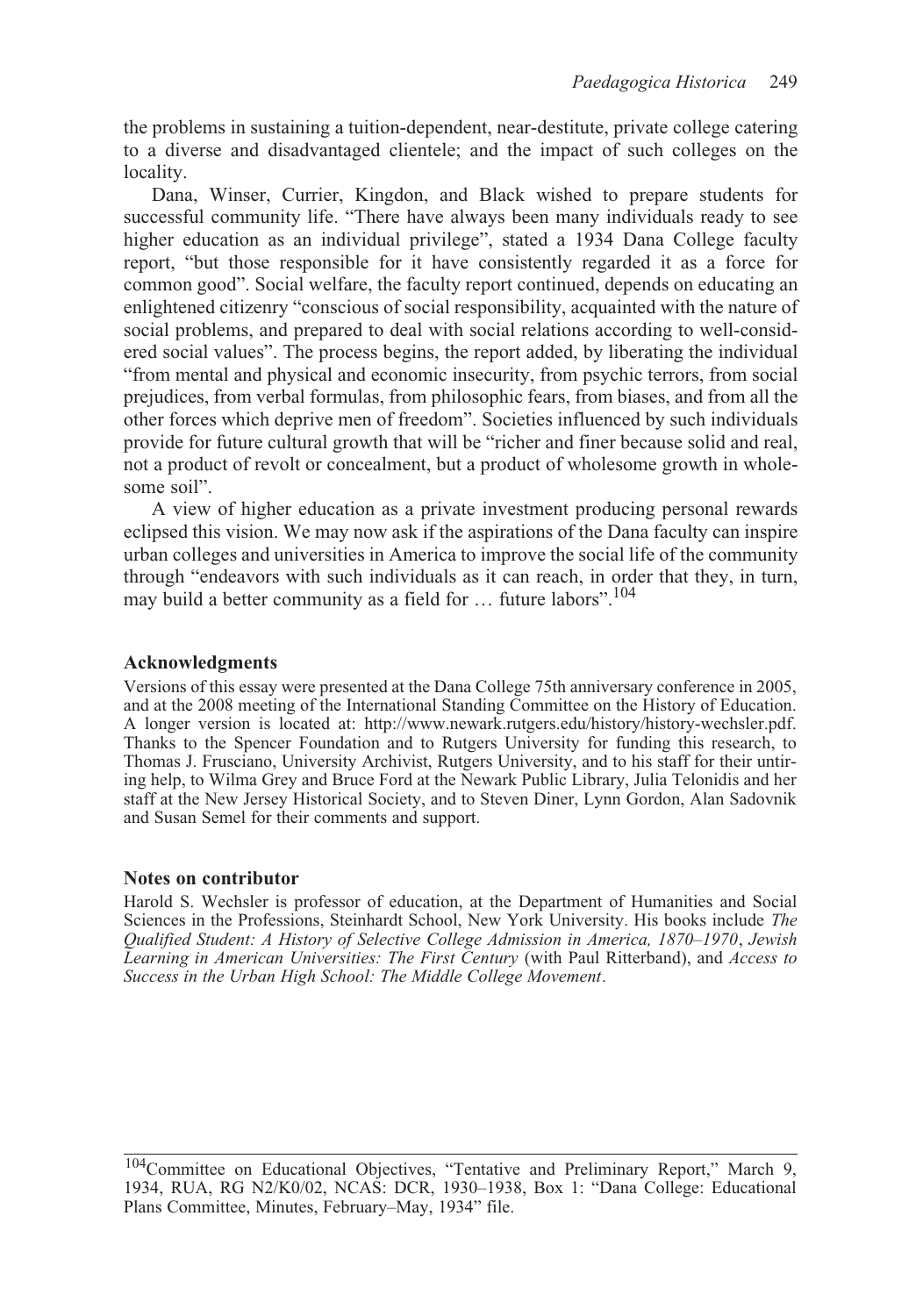the problems in sustaining a tuition-dependent, near-destitute, private college catering to a diverse and disadvantaged clientele; and the impact of such colleges on the locality.

Dana, Winser, Currier, Kingdon, and Black wished to prepare students for successful community life. "There have always been many individuals ready to see higher education as an individual privilege", stated a 1934 Dana College faculty report, "but those responsible for it have consistently regarded it as a force for common good". Social welfare, the faculty report continued, depends on educating an enlightened citizenry "conscious of social responsibility, acquainted with the nature of social problems, and prepared to deal with social relations according to well-considered social values". The process begins, the report added, by liberating the individual "from mental and physical and economic insecurity, from psychic terrors, from social prejudices, from verbal formulas, from philosophic fears, from biases, and from all the other forces which deprive men of freedom". Societies influenced by such individuals provide for future cultural growth that will be "richer and finer because solid and real, not a product of revolt or concealment, but a product of wholesome growth in wholesome soil".

A view of higher education as a private investment producing personal rewards eclipsed this vision. We may now ask if the aspirations of the Dana faculty can inspire urban colleges and universities in America to improve the social life of the community through "endeavors with such individuals as it can reach, in order that they, in turn, may build a better community as a field for … future labors".[104]

## Acknowledgments

Versions of this essay were presented at the Dana College 75th anniversary conference in 2005, and at the 2008 meeting of the International Standing Committee on the History of Education. A longer version is located at: http://www.newark.rutgers.edu/history/history-wechsler.pdf. Thanks to the Spencer Foundation and to Rutgers University for funding this research, to Thomas J. Frusciano, University Archivist, Rutgers University, and to his staff for their untiring help, to Wilma Grey and Bruce Ford at the Newark Public Library, Julia Telonidis and her staff at the New Jersey Historical Society, and to Steven Diner, Lynn Gordon, Alan Sadovnik and Susan Semel for their comments and support.

## Notes on contributor

Harold S. Wechsler is professor of education, at the Department of Humanities and Social Sciences in the Professions, Steinhardt School, New York University. His books include *The Qualified Student: A History of Selective College Admission in America, 1870–1970*, *Jewish Learning in American Universities: The First Century* (with Paul Ritterband), and *Access to Success in the Urban High School: The Middle College Movement*.

---

[104] Committee on Educational Objectives, "Tentative and Preliminary Report," March 9, 1934, RUA, RG N2/K0/02, NCAS: DCR, 1930–1938, Box 1: "Dana College: Educational Plans Committee, Minutes, February–May, 1934" file.